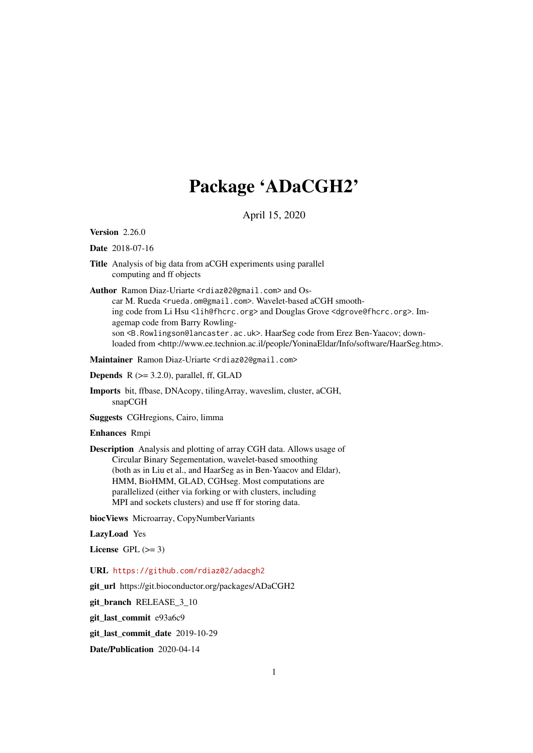# Package 'ADaCGH2'

April 15, 2020

**Version** 2.26.0

**Date** 2018-07-16

**Title** Analysis of big data from aCGH experiments using parallel computing and ff objects

**Author** Ramon Diaz-Uriarte <rdiaz02@gmail.com> and Oscar M. Rueda <rueda.om@gmail.com>. Wavelet-based aCGH smoothing code from Li Hsu <lih@fhcrc.org> and Douglas Grove <dgrove@fhcrc.org>. Imagemap code from Barry Rowlingson <B.Rowlingson@lancaster.ac.uk>. HaarSeg code from Erez Ben-Yaacov; downloaded from <http://www.ee.technion.ac.il/people/YoninaEldar/Info/software/HaarSeg.htm>.

**Maintainer** Ramon Diaz-Uriarte <rdiaz02@gmail.com>

**Depends** R (>= 3.2.0), parallel, ff, GLAD

**Imports** bit, ffbase, DNAcopy, tilingArray, waveslim, cluster, aCGH, snapCGH

**Suggests** CGHregions, Cairo, limma

**Enhances** Rmpi

**Description** Analysis and plotting of array CGH data. Allows usage of Circular Binary Segementation, wavelet-based smoothing (both as in Liu et al., and HaarSeg as in Ben-Yaacov and Eldar), HMM, BioHMM, GLAD, CGHseg. Most computations are parallelized (either via forking or with clusters, including MPI and sockets clusters) and use ff for storing data.

**biocViews** Microarray, CopyNumberVariants

**LazyLoad** Yes

**License** GPL (>= 3)

**URL** https://github.com/rdiaz02/adacgh2

**git_url** https://git.bioconductor.org/packages/ADaCGH2

**git_branch** RELEASE_3_10

**git_last_commit** e93a6c9

**git_last_commit_date** 2019-10-29

**Date/Publication** 2020-04-14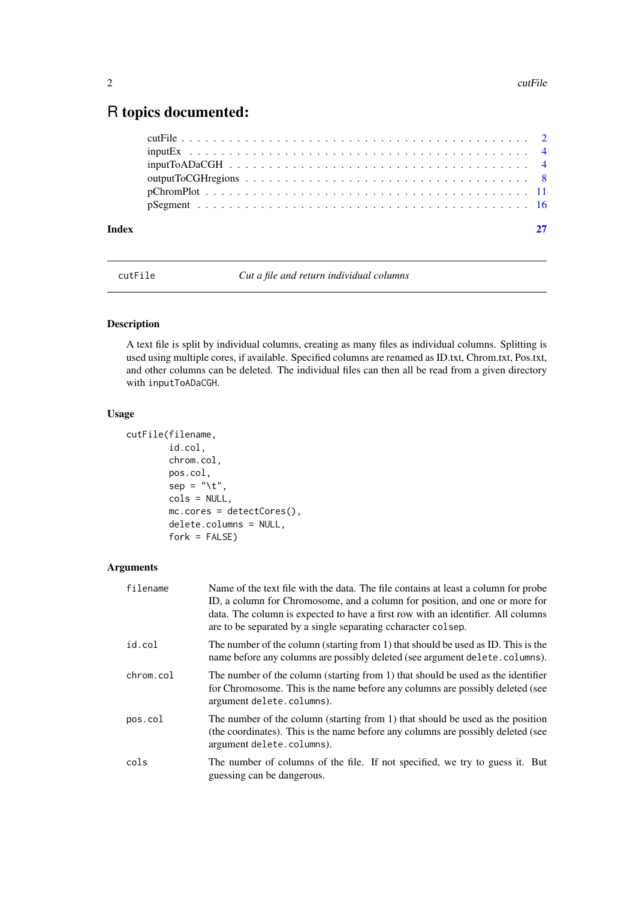# R topics documented:

| | |
|---|---|
| cutFile | 2 |
| inputEx | 4 |
| inputToADaCGH | 4 |
| outputToCGHregions | 8 |
| pChromPlot | 11 |
| pSegment | 16 |
| **Index** | **27** |

---

## cutFile — *Cut a file and return individual columns*

---

### Description

A text file is split by individual columns, creating as many files as individual columns. Splitting is used using multiple cores, if available. Specified columns are renamed as ID.txt, Chrom.txt, Pos.txt, and other columns can be deleted. The individual files can then all be read from a given directory with `inputToADaCGH`.

### Usage

```
cutFile(filename,
        id.col,
        chrom.col,
        pos.col,
        sep = "\t",
        cols = NULL,
        mc.cores = detectCores(),
        delete.columns = NULL,
        fork = FALSE)
```

### Arguments

| | |
|---|---|
| `filename` | Name of the text file with the data. The file contains at least a column for probe ID, a column for Chromosome, and a column for position, and one or more for data. The column is expected to have a first row with an identifier. All columns are to be separated by a single separating ccharacter `colsep`. |
| `id.col` | The number of the column (starting from 1) that should be used as ID. This is the name before any columns are possibly deleted (see argument `delete.columns`). |
| `chrom.col` | The number of the column (starting from 1) that should be used as the identifier for Chromosome. This is the name before any columns are possibly deleted (see argument `delete.columns`). |
| `pos.col` | The number of the column (starting from 1) that should be used as the position (the coordinates). This is the name before any columns are possibly deleted (see argument `delete.columns`). |
| `cols` | The number of columns of the file. If not specified, we try to guess it. But guessing can be dangerous. |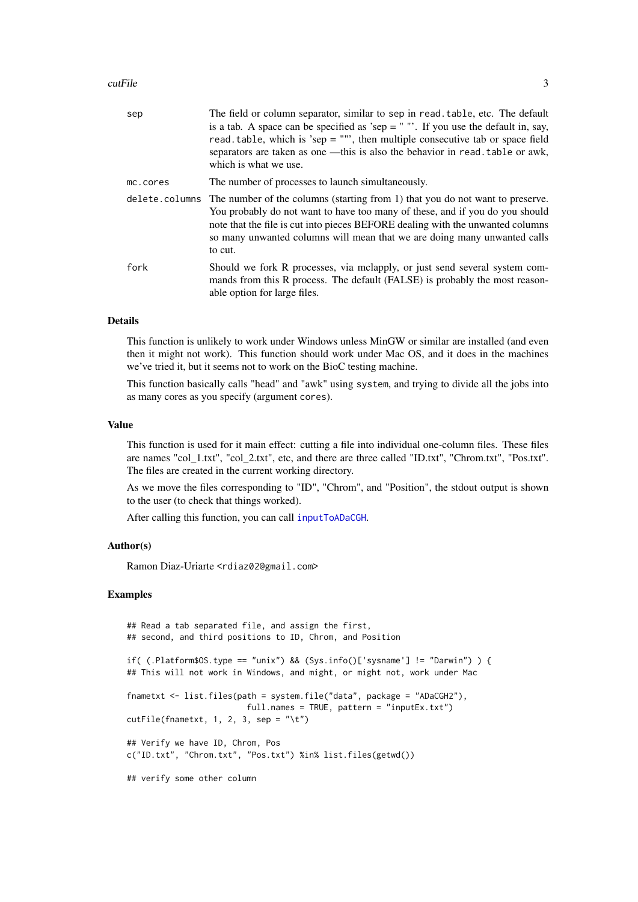| | |
|---|---|
| sep | The field or column separator, similar to sep in read.table, etc. The default is a tab. A space can be specified as 'sep = " "'. If you use the default in, say, read.table, which is 'sep = ""', then multiple consecutive tab or space field separators are taken as one —this is also the behavior in read.table or awk, which is what we use. |
| mc.cores | The number of processes to launch simultaneously. |
| delete.columns | The number of the columns (starting from 1) that you do not want to preserve. You probably do not want to have too many of these, and if you do you should note that the file is cut into pieces BEFORE dealing with the unwanted columns so many unwanted columns will mean that we are doing many unwanted calls to cut. |
| fork | Should we fork R processes, via mclapply, or just send several system commands from this R process. The default (FALSE) is probably the most reasonable option for large files. |

### Details

This function is unlikely to work under Windows unless MinGW or similar are installed (and even then it might not work). This function should work under Mac OS, and it does in the machines we've tried it, but it seems not to work on the BioC testing machine.

This function basically calls "head" and "awk" using system, and trying to divide all the jobs into as many cores as you specify (argument cores).

### Value

This function is used for it main effect: cutting a file into individual one-column files. These files are names "col_1.txt", "col_2.txt", etc, and there are three called "ID.txt", "Chrom.txt", "Pos.txt". The files are created in the current working directory.

As we move the files corresponding to "ID", "Chrom", and "Position", the stdout output is shown to the user (to check that things worked).

After calling this function, you can call inputToADaCGH.

### Author(s)

Ramon Diaz-Uriarte <rdiaz02@gmail.com>

### Examples

```
## Read a tab separated file, and assign the first,
## second, and third positions to ID, Chrom, and Position

if( (.Platform$OS.type == "unix") && (Sys.info()['sysname'] != "Darwin") ) {
## This will not work in Windows, and might, or might not, work under Mac

fnametxt <- list.files(path = system.file("data", package = "ADaCGH2"),
                       full.names = TRUE, pattern = "inputEx.txt")
cutFile(fnametxt, 1, 2, 3, sep = "\t")

## Verify we have ID, Chrom, Pos
c("ID.txt", "Chrom.txt", "Pos.txt") %in% list.files(getwd())

## verify some other column
```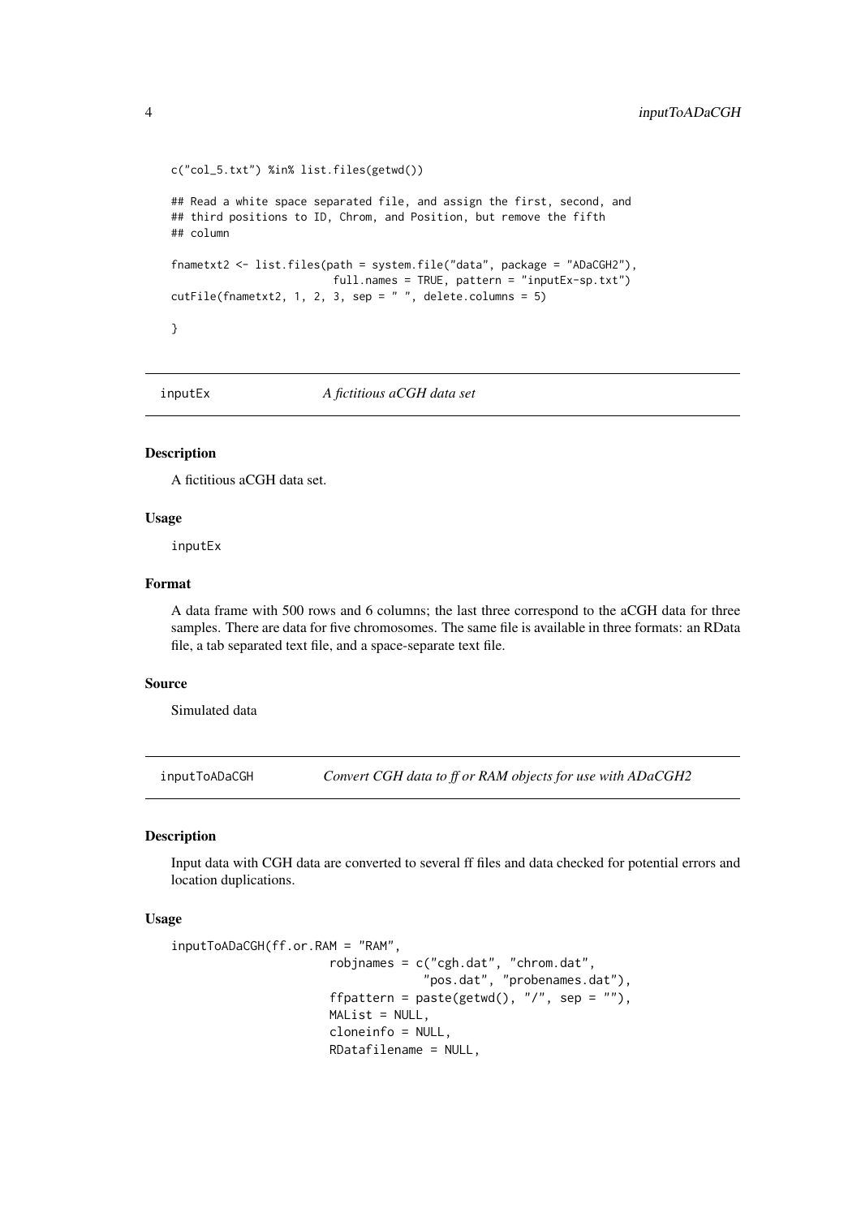```
c("col_5.txt") %in% list.files(getwd())

## Read a white space separated file, and assign the first, second, and
## third positions to ID, Chrom, and Position, but remove the fifth
## column

fnametxt2 <- list.files(path = system.file("data", package = "ADaCGH2"),
                        full.names = TRUE, pattern = "inputEx-sp.txt")
cutFile(fnametxt2, 1, 2, 3, sep = " ", delete.columns = 5)

}
```

## inputEx — *A fictitious aCGH data set*

### Description

A fictitious aCGH data set.

### Usage

```
inputEx
```

### Format

A data frame with 500 rows and 6 columns; the last three correspond to the aCGH data for three samples. There are data for five chromosomes. The same file is available in three formats: an RData file, a tab separated text file, and a space-separate text file.

### Source

Simulated data

## inputToADaCGH — *Convert CGH data to ff or RAM objects for use with ADaCGH2*

### Description

Input data with CGH data are converted to several ff files and data checked for potential errors and location duplications.

### Usage

```
inputToADaCGH(ff.or.RAM = "RAM",
                      robjnames = c("cgh.dat", "chrom.dat",
                                    "pos.dat", "probenames.dat"),
                      ffpattern = paste(getwd(), "/", sep = ""),
                      MAList = NULL,
                      cloneinfo = NULL,
                      RDatafilename = NULL,
```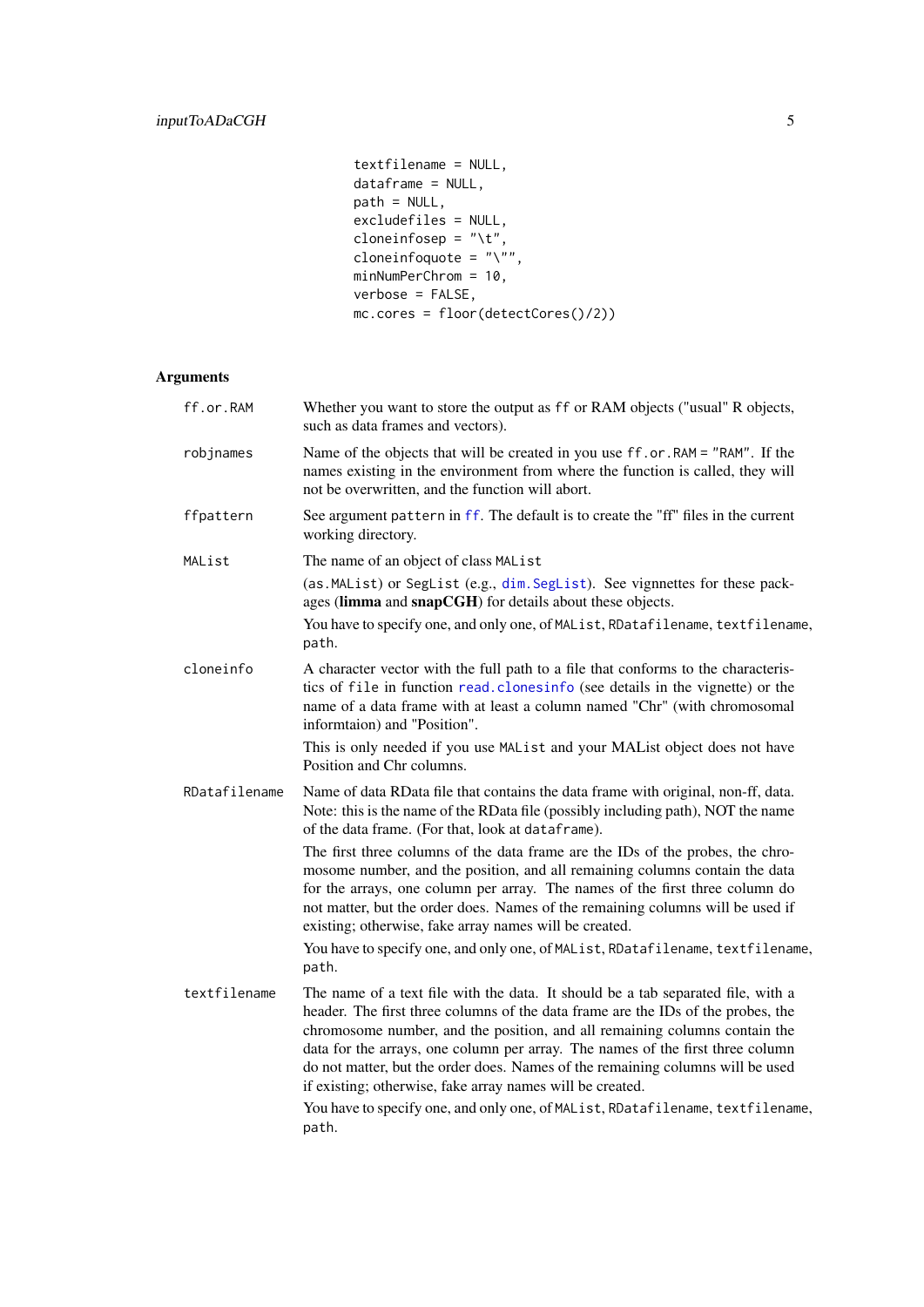```
textfilename = NULL,
dataframe = NULL,
path = NULL,
excludefiles = NULL,
cloneinfosep = "\t",
cloneinfoquote = "\"",
minNumPerChrom = 10,
verbose = FALSE,
mc.cores = floor(detectCores()/2))
```

## Arguments

`ff.or.RAM` Whether you want to store the output as `ff` or RAM objects ("usual" R objects, such as data frames and vectors).

`robjnames` Name of the objects that will be created in you use `ff.or.RAM = "RAM"`. If the names existing in the environment from where the function is called, they will not be overwritten, and the function will abort.

`ffpattern` See argument `pattern` in `ff`. The default is to create the "ff" files in the current working directory.

`MAList` The name of an object of class `MAList`

(`as.MAList`) or `SegList` (e.g., `dim.SegList`). See vignettes for these packages (**limma** and **snapCGH**) for details about these objects.

You have to specify one, and only one, of `MAList`, `RDatafilename`, `textfilename`, `path`.

`cloneinfo` A character vector with the full path to a file that conforms to the characteristics of `file` in function `read.clonesinfo` (see details in the vignette) or the name of a data frame with at least a column named "Chr" (with chromosomal informtaion) and "Position".

This is only needed if you use `MAList` and your MAList object does not have Position and Chr columns.

`RDatafilename` Name of data RData file that contains the data frame with original, non-ff, data. Note: this is the name of the RData file (possibly including path), NOT the name of the data frame. (For that, look at `dataframe`).

The first three columns of the data frame are the IDs of the probes, the chromosome number, and the position, and all remaining columns contain the data for the arrays, one column per array. The names of the first three column do not matter, but the order does. Names of the remaining columns will be used if existing; otherwise, fake array names will be created.

You have to specify one, and only one, of `MAList`, `RDatafilename`, `textfilename`, `path`.

`textfilename` The name of a text file with the data. It should be a tab separated file, with a header. The first three columns of the data frame are the IDs of the probes, the chromosome number, and the position, and all remaining columns contain the data for the arrays, one column per array. The names of the first three column do not matter, but the order does. Names of the remaining columns will be used if existing; otherwise, fake array names will be created.

You have to specify one, and only one, of `MAList`, `RDatafilename`, `textfilename`, `path`.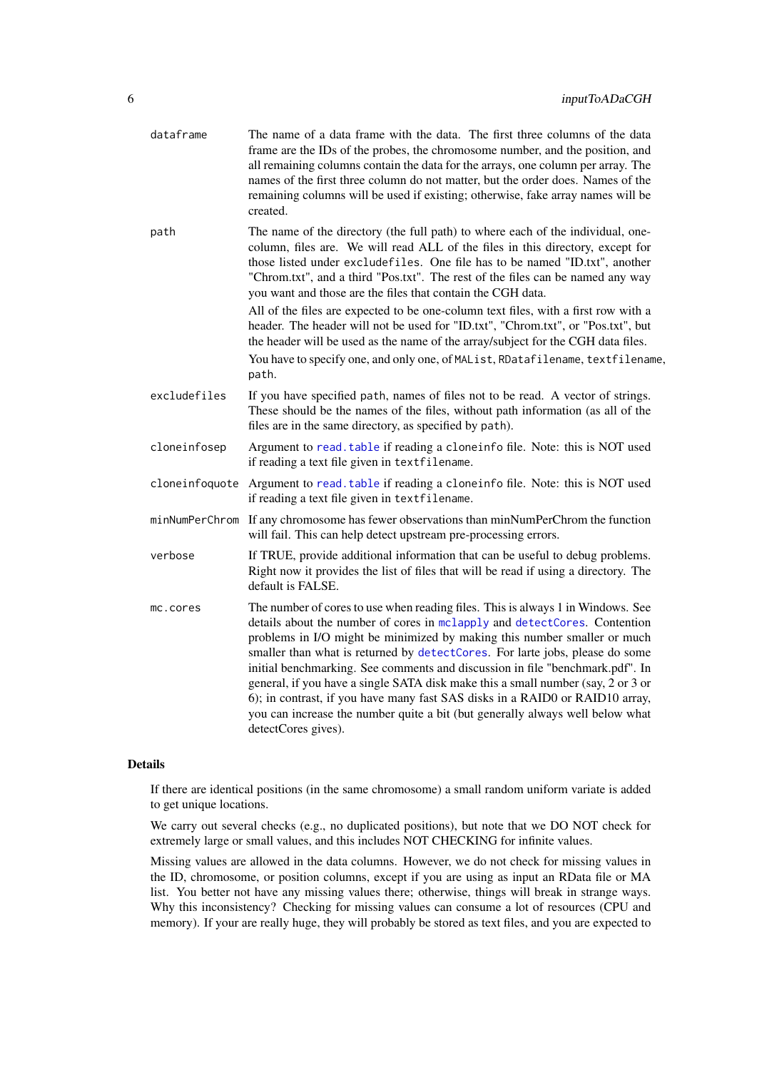`dataframe`
: The name of a data frame with the data. The first three columns of the data frame are the IDs of the probes, the chromosome number, and the position, and all remaining columns contain the data for the arrays, one column per array. The names of the first three column do not matter, but the order does. Names of the remaining columns will be used if existing; otherwise, fake array names will be created.

`path`
: The name of the directory (the full path) to where each of the individual, one-column, files are. We will read ALL of the files in this directory, except for those listed under `excludefiles`. One file has to be named "ID.txt", another "Chrom.txt", and a third "Pos.txt". The rest of the files can be named any way you want and those are the files that contain the CGH data.

  All of the files are expected to be one-column text files, with a first row with a header. The header will not be used for "ID.txt", "Chrom.txt", or "Pos.txt", but the header will be used as the name of the array/subject for the CGH data files.

  You have to specify one, and only one, of `MAList`, `RDatafilename`, `textfilename`, `path`.

`excludefiles`
: If you have specified `path`, names of files not to be read. A vector of strings. These should be the names of the files, without path information (as all of the files are in the same directory, as specified by `path`).

`cloneinfosep`
: Argument to `read.table` if reading a `cloneinfo` file. Note: this is NOT used if reading a text file given in `textfilename`.

`cloneinfoquote`
: Argument to `read.table` if reading a `cloneinfo` file. Note: this is NOT used if reading a text file given in `textfilename`.

`minNumPerChrom`
: If any chromosome has fewer observations than minNumPerChrom the function will fail. This can help detect upstream pre-processing errors.

`verbose`
: If TRUE, provide additional information that can be useful to debug problems. Right now it provides the list of files that will be read if using a directory. The default is FALSE.

`mc.cores`
: The number of cores to use when reading files. This is always 1 in Windows. See details about the number of cores in `mclapply` and `detectCores`. Contention problems in I/O might be minimized by making this number smaller or much smaller than what is returned by `detectCores`. For larte jobs, please do some initial benchmarking. See comments and discussion in file "benchmark.pdf". In general, if you have a single SATA disk make this a small number (say, 2 or 3 or 6); in contrast, if you have many fast SAS disks in a RAID0 or RAID10 array, you can increase the number quite a bit (but generally always well below what detectCores gives).

## Details

If there are identical positions (in the same chromosome) a small random uniform variate is added to get unique locations.

We carry out several checks (e.g., no duplicated positions), but note that we DO NOT check for extremely large or small values, and this includes NOT CHECKING for infinite values.

Missing values are allowed in the data columns. However, we do not check for missing values in the ID, chromosome, or position columns, except if you are using as input an RData file or MA list. You better not have any missing values there; otherwise, things will break in strange ways. Why this inconsistency? Checking for missing values can consume a lot of resources (CPU and memory). If your are really huge, they will probably be stored as text files, and you are expected to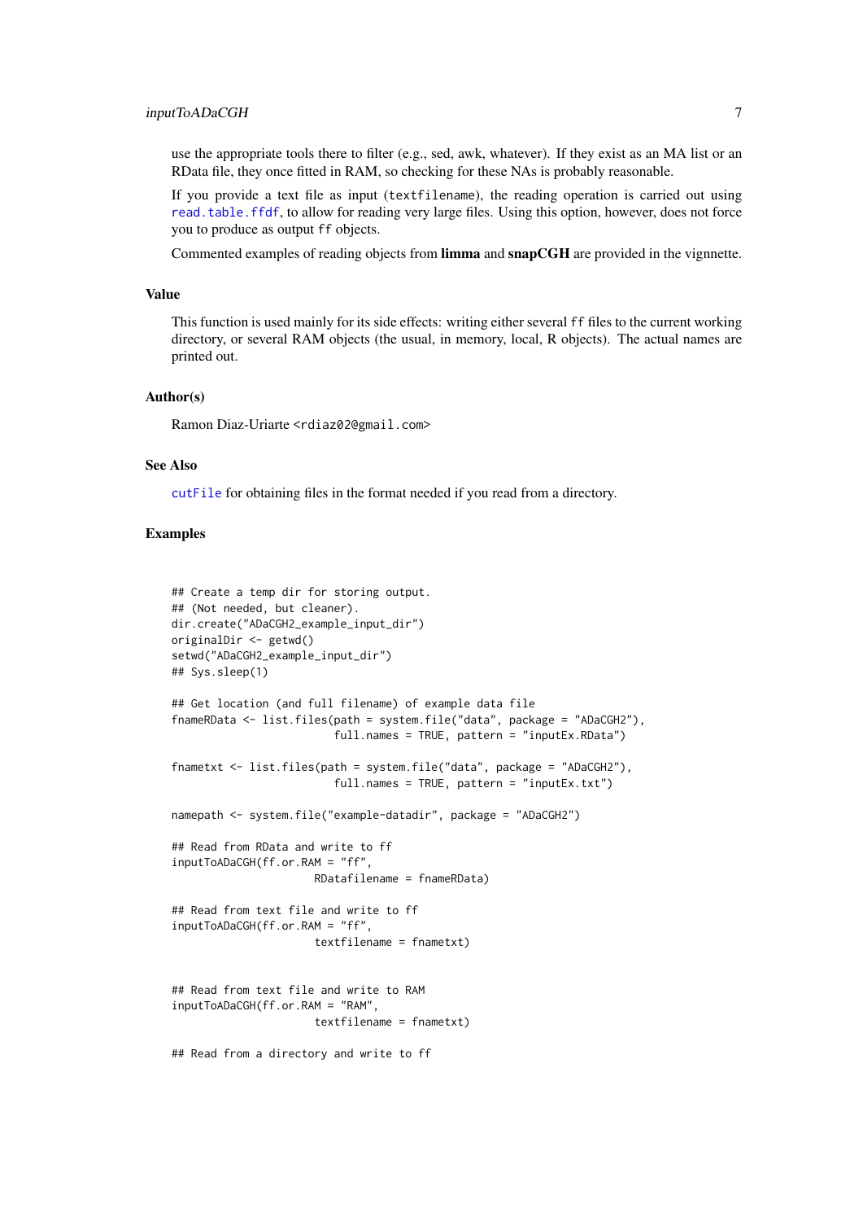use the appropriate tools there to filter (e.g., sed, awk, whatever). If they exist as an MA list or an RData file, they once fitted in RAM, so checking for these NAs is probably reasonable.

If you provide a text file as input (`textfilename`), the reading operation is carried out using `read.table.ffdf`, to allow for reading very large files. Using this option, however, does not force you to produce as output `ff` objects.

Commented examples of reading objects from **limma** and **snapCGH** are provided in the vignette.

### Value

This function is used mainly for its side effects: writing either several `ff` files to the current working directory, or several RAM objects (the usual, in memory, local, R objects). The actual names are printed out.

### Author(s)

Ramon Diaz-Uriarte <rdiaz02@gmail.com>

### See Also

`cutFile` for obtaining files in the format needed if you read from a directory.

### Examples

```
## Create a temp dir for storing output.
## (Not needed, but cleaner).
dir.create("ADaCGH2_example_input_dir")
originalDir <- getwd()
setwd("ADaCGH2_example_input_dir")
## Sys.sleep(1)

## Get location (and full filename) of example data file
fnameRData <- list.files(path = system.file("data", package = "ADaCGH2"),
                         full.names = TRUE, pattern = "inputEx.RData")

fnametxt <- list.files(path = system.file("data", package = "ADaCGH2"),
                         full.names = TRUE, pattern = "inputEx.txt")

namepath <- system.file("example-datadir", package = "ADaCGH2")

## Read from RData and write to ff
inputToADaCGH(ff.or.RAM = "ff",
                      RDatafilename = fnameRData)

## Read from text file and write to ff
inputToADaCGH(ff.or.RAM = "ff",
                      textfilename = fnametxt)


## Read from text file and write to RAM
inputToADaCGH(ff.or.RAM = "RAM",
                      textfilename = fnametxt)

## Read from a directory and write to ff
```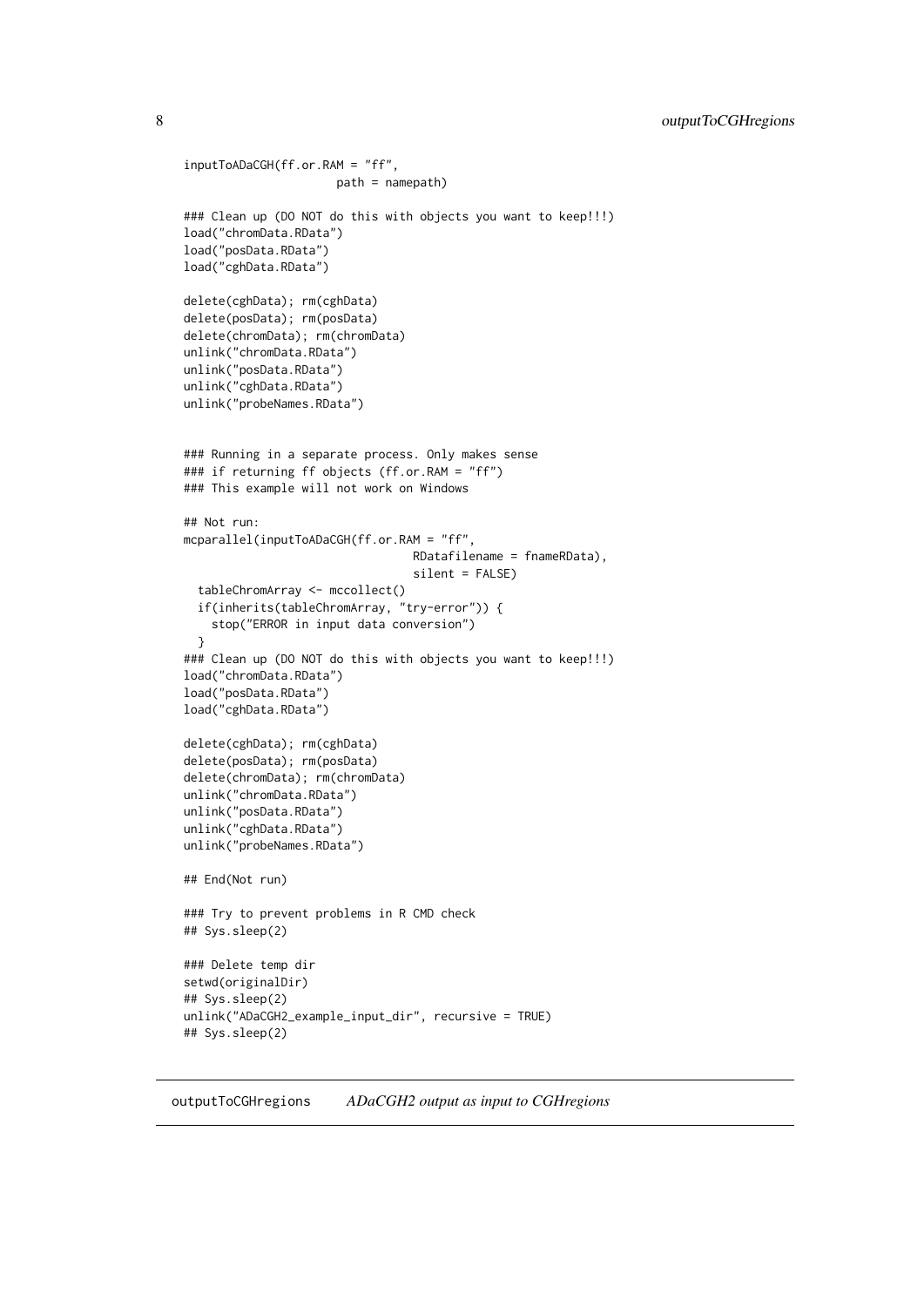```
inputToADaCGH(ff.or.RAM = "ff",
                      path = namepath)

### Clean up (DO NOT do this with objects you want to keep!!!)
load("chromData.RData")
load("posData.RData")
load("cghData.RData")

delete(cghData); rm(cghData)
delete(posData); rm(posData)
delete(chromData); rm(chromData)
unlink("chromData.RData")
unlink("posData.RData")
unlink("cghData.RData")
unlink("probeNames.RData")


### Running in a separate process. Only makes sense
### if returning ff objects (ff.or.RAM = "ff")
### This example will not work on Windows

## Not run:
mcparallel(inputToADaCGH(ff.or.RAM = "ff",
                                  RDatafilename = fnameRData),
                                  silent = FALSE)
  tableChromArray <- mccollect()
  if(inherits(tableChromArray, "try-error")) {
    stop("ERROR in input data conversion")
  }
### Clean up (DO NOT do this with objects you want to keep!!!)
load("chromData.RData")
load("posData.RData")
load("cghData.RData")

delete(cghData); rm(cghData)
delete(posData); rm(posData)
delete(chromData); rm(chromData)
unlink("chromData.RData")
unlink("posData.RData")
unlink("cghData.RData")
unlink("probeNames.RData")

## End(Not run)

### Try to prevent problems in R CMD check
## Sys.sleep(2)

### Delete temp dir
setwd(originalDir)
## Sys.sleep(2)
unlink("ADaCGH2_example_input_dir", recursive = TRUE)
## Sys.sleep(2)
```

---

`outputToCGHregions` *ADaCGH2 output as input to CGHregions*

---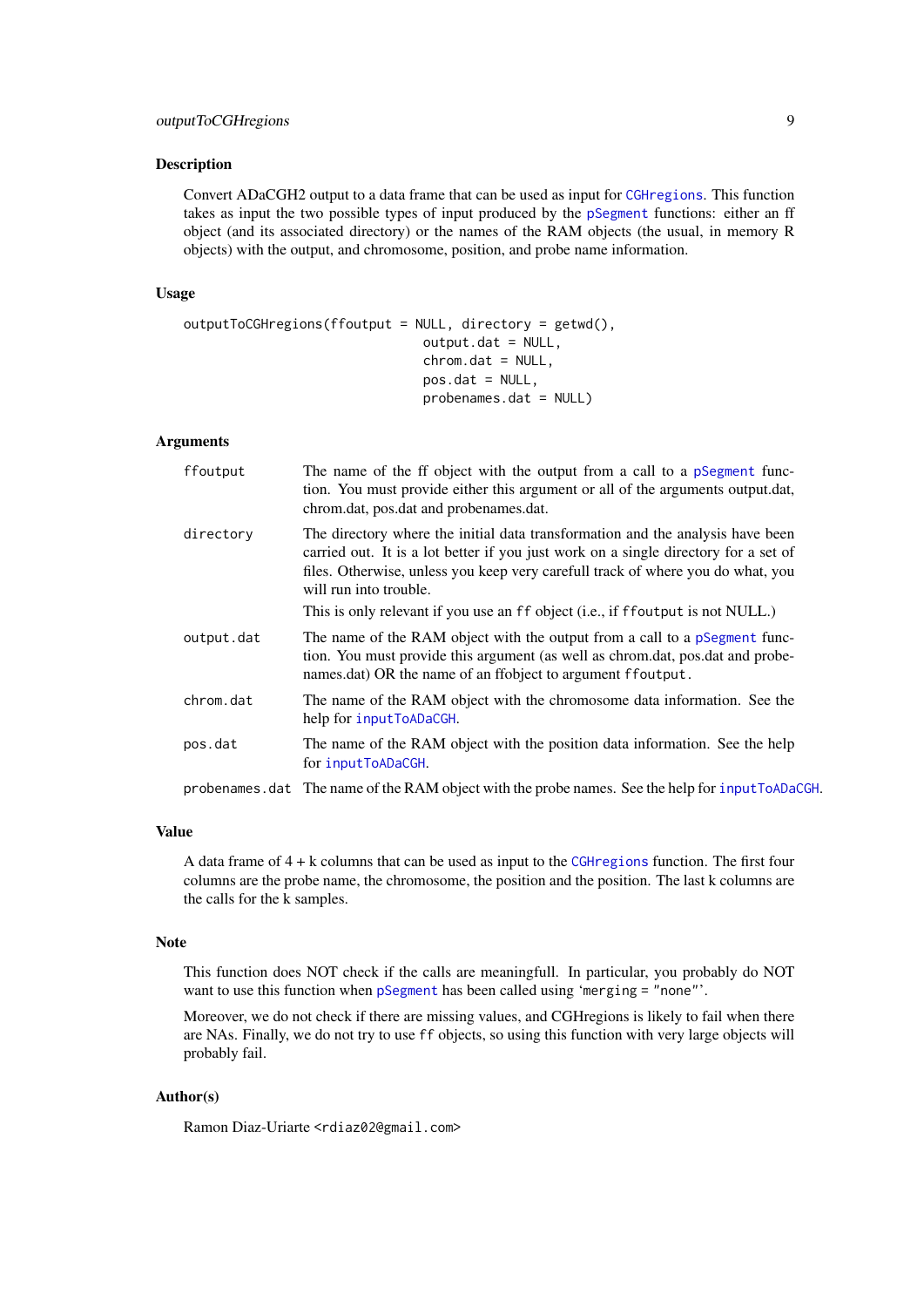## Description

Convert ADaCGH2 output to a data frame that can be used as input for `CGHregions`. This function takes as input the two possible types of input produced by the `pSegment` functions: either an ff object (and its associated directory) or the names of the RAM objects (the usual, in memory R objects) with the output, and chromosome, position, and probe name information.

## Usage

```
outputToCGHregions(ffoutput = NULL, directory = getwd(),
                                   output.dat = NULL,
                                   chrom.dat = NULL,
                                   pos.dat = NULL,
                                   probenames.dat = NULL)
```

## Arguments

| | |
|---|---|
| `ffoutput` | The name of the ff object with the output from a call to a `pSegment` function. You must provide either this argument or all of the arguments output.dat, chrom.dat, pos.dat and probenames.dat. |
| `directory` | The directory where the initial data transformation and the analysis have been carried out. It is a lot better if you just work on a single directory for a set of files. Otherwise, unless you keep very carefull track of where you do what, you will run into trouble.<br>This is only relevant if you use an `ff` object (i.e., if `ffoutput` is not NULL.) |
| `output.dat` | The name of the RAM object with the output from a call to a `pSegment` function. You must provide this argument (as well as chrom.dat, pos.dat and probenames.dat) OR the name of an ffobject to argument `ffoutput`. |
| `chrom.dat` | The name of the RAM object with the chromosome data information. See the help for `inputToADaCGH`. |
| `pos.dat` | The name of the RAM object with the position data information. See the help for `inputToADaCGH`. |
| `probenames.dat` | The name of the RAM object with the probe names. See the help for `inputToADaCGH`. |

## Value

A data frame of 4 + k columns that can be used as input to the `CGHregions` function. The first four columns are the probe name, the chromosome, the position and the position. The last k columns are the calls for the k samples.

## Note

This function does NOT check if the calls are meaningfull. In particular, you probably do NOT want to use this function when `pSegment` has been called using '`merging = "none"`'.

Moreover, we do not check if there are missing values, and CGHregions is likely to fail when there are NAs. Finally, we do not try to use `ff` objects, so using this function with very large objects will probably fail.

## Author(s)

Ramon Diaz-Uriarte `<rdiaz02@gmail.com>`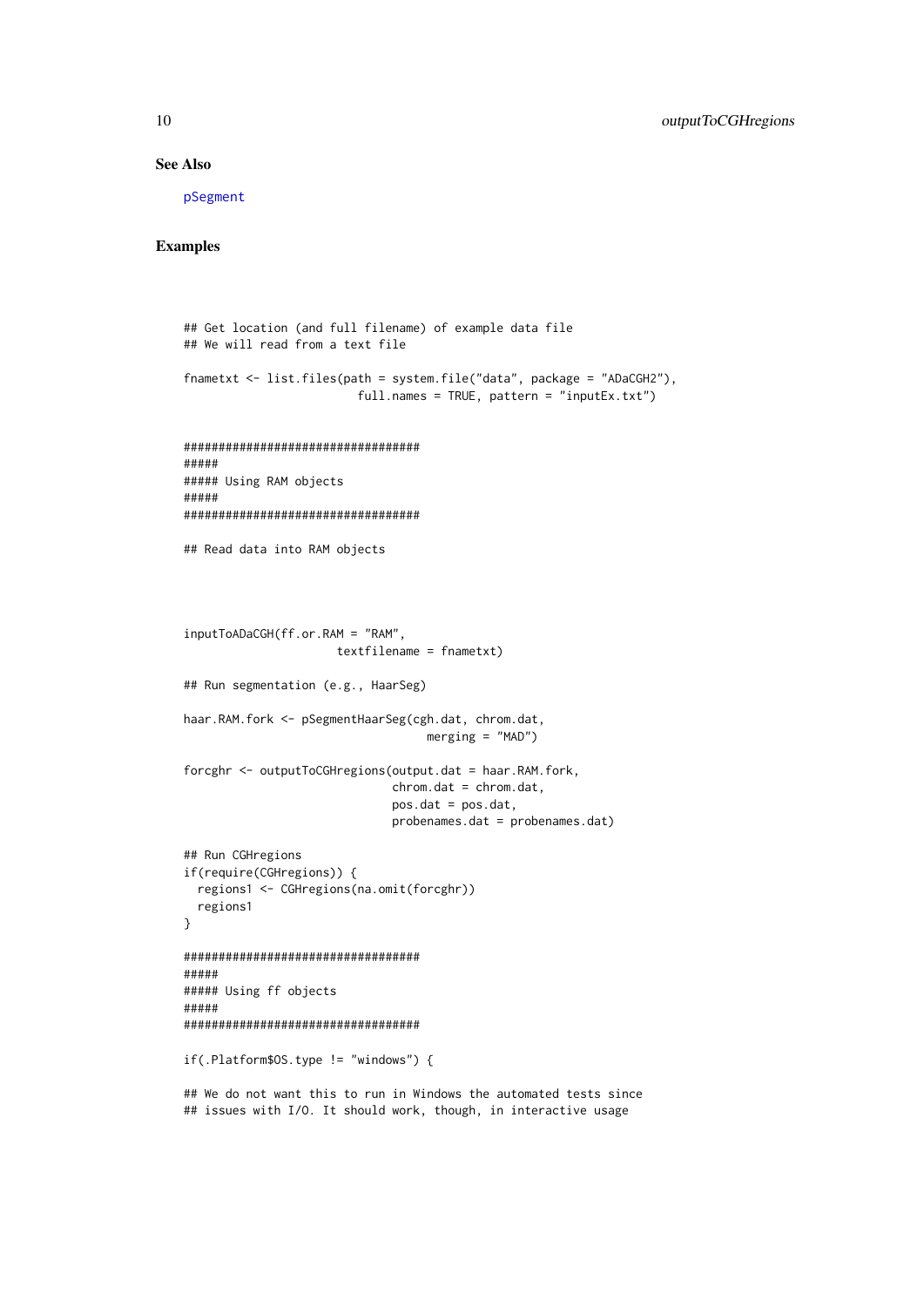### See Also

pSegment

### Examples

```
## Get location (and full filename) of example data file
## We will read from a text file

fnametxt <- list.files(path = system.file("data", package = "ADaCGH2"),
                         full.names = TRUE, pattern = "inputEx.txt")


##################################
#####
##### Using RAM objects
#####
##################################

## Read data into RAM objects



inputToADaCGH(ff.or.RAM = "RAM",
                      textfilename = fnametxt)

## Run segmentation (e.g., HaarSeg)

haar.RAM.fork <- pSegmentHaarSeg(cgh.dat, chrom.dat,
                                   merging = "MAD")

forcghr <- outputToCGHregions(output.dat = haar.RAM.fork,
                              chrom.dat = chrom.dat,
                              pos.dat = pos.dat,
                              probenames.dat = probenames.dat)

## Run CGHregions
if(require(CGHregions)) {
  regions1 <- CGHregions(na.omit(forcghr))
  regions1
}

##################################
#####
##### Using ff objects
#####
##################################

if(.Platform$OS.type != "windows") {

## We do not want this to run in Windows the automated tests since
## issues with I/O. It should work, though, in interactive usage
```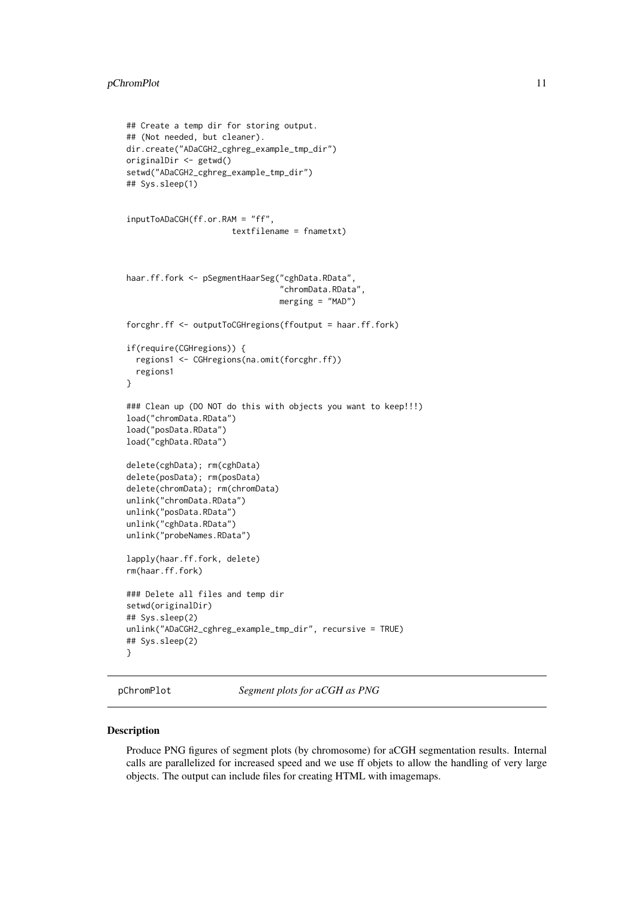```
## Create a temp dir for storing output.
## (Not needed, but cleaner).
dir.create("ADaCGH2_cghreg_example_tmp_dir")
originalDir <- getwd()
setwd("ADaCGH2_cghreg_example_tmp_dir")
## Sys.sleep(1)


inputToADaCGH(ff.or.RAM = "ff",
                      textfilename = fnametxt)



haar.ff.fork <- pSegmentHaarSeg("cghData.RData",
                                "chromData.RData",
                                merging = "MAD")

forcghr.ff <- outputToCGHregions(ffoutput = haar.ff.fork)

if(require(CGHregions)) {
  regions1 <- CGHregions(na.omit(forcghr.ff))
  regions1
}

### Clean up (DO NOT do this with objects you want to keep!!!)
load("chromData.RData")
load("posData.RData")
load("cghData.RData")

delete(cghData); rm(cghData)
delete(posData); rm(posData)
delete(chromData); rm(chromData)
unlink("chromData.RData")
unlink("posData.RData")
unlink("cghData.RData")
unlink("probeNames.RData")

lapply(haar.ff.fork, delete)
rm(haar.ff.fork)

### Delete all files and temp dir
setwd(originalDir)
## Sys.sleep(2)
unlink("ADaCGH2_cghreg_example_tmp_dir", recursive = TRUE)
## Sys.sleep(2)
}
```

# pChromPlot *Segment plots for aCGH as PNG*

## Description

Produce PNG figures of segment plots (by chromosome) for aCGH segmentation results. Internal calls are parallelized for increased speed and we use ff objets to allow the handling of very large objects. The output can include files for creating HTML with imagemaps.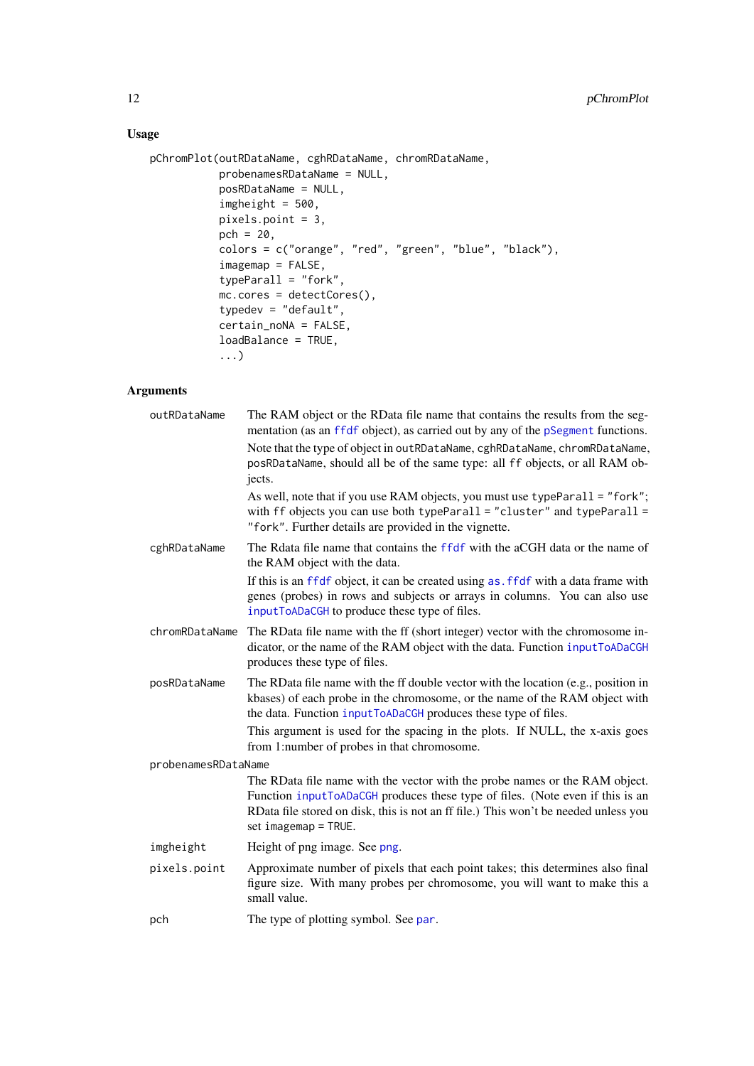## Usage

```
pChromPlot(outRDataName, cghRDataName, chromRDataName,
           probenamesRDataName = NULL,
           posRDataName = NULL,
           imgheight = 500,
           pixels.point = 3,
           pch = 20,
           colors = c("orange", "red", "green", "blue", "black"),
           imagemap = FALSE,
           typeParall = "fork",
           mc.cores = detectCores(),
           typedev = "default",
           certain_noNA = FALSE,
           loadBalance = TRUE,
           ...)
```

## Arguments

**outRDataName** The RAM object or the RData file name that contains the results from the segmentation (as an `ffdf` object), as carried out by any of the `pSegment` functions.

Note that the type of object in `outRDataName`, `cghRDataName`, `chromRDataName`, `posRDataName`, should all be of the same type: all `ff` objects, or all RAM objects.

As well, note that if you use RAM objects, you must use `typeParall = "fork"`; with `ff` objects you can use both `typeParall = "cluster"` and `typeParall = "fork"`. Further details are provided in the vignette.

**cghRDataName** The Rdata file name that contains the `ffdf` with the aCGH data or the name of the RAM object with the data.

If this is an `ffdf` object, it can be created using `as.ffdf` with a data frame with genes (probes) in rows and subjects or arrays in columns. You can also use `inputToADaCGH` to produce these type of files.

**chromRDataName** The RData file name with the ff (short integer) vector with the chromosome indicator, or the name of the RAM object with the data. Function `inputToADaCGH` produces these type of files.

**posRDataName** The RData file name with the ff double vector with the location (e.g., position in kbases) of each probe in the chromosome, or the name of the RAM object with the data. Function `inputToADaCGH` produces these type of files.

This argument is used for the spacing in the plots. If NULL, the x-axis goes from 1:number of probes in that chromosome.

**probenamesRDataName** The RData file name with the vector with the probe names or the RAM object. Function `inputToADaCGH` produces these type of files. (Note even if this is an RData file stored on disk, this is not an ff file.) This won't be needed unless you set `imagemap = TRUE`.

**imgheight** Height of png image. See `png`.

**pixels.point** Approximate number of pixels that each point takes; this determines also final figure size. With many probes per chromosome, you will want to make this a small value.

**pch** The type of plotting symbol. See `par`.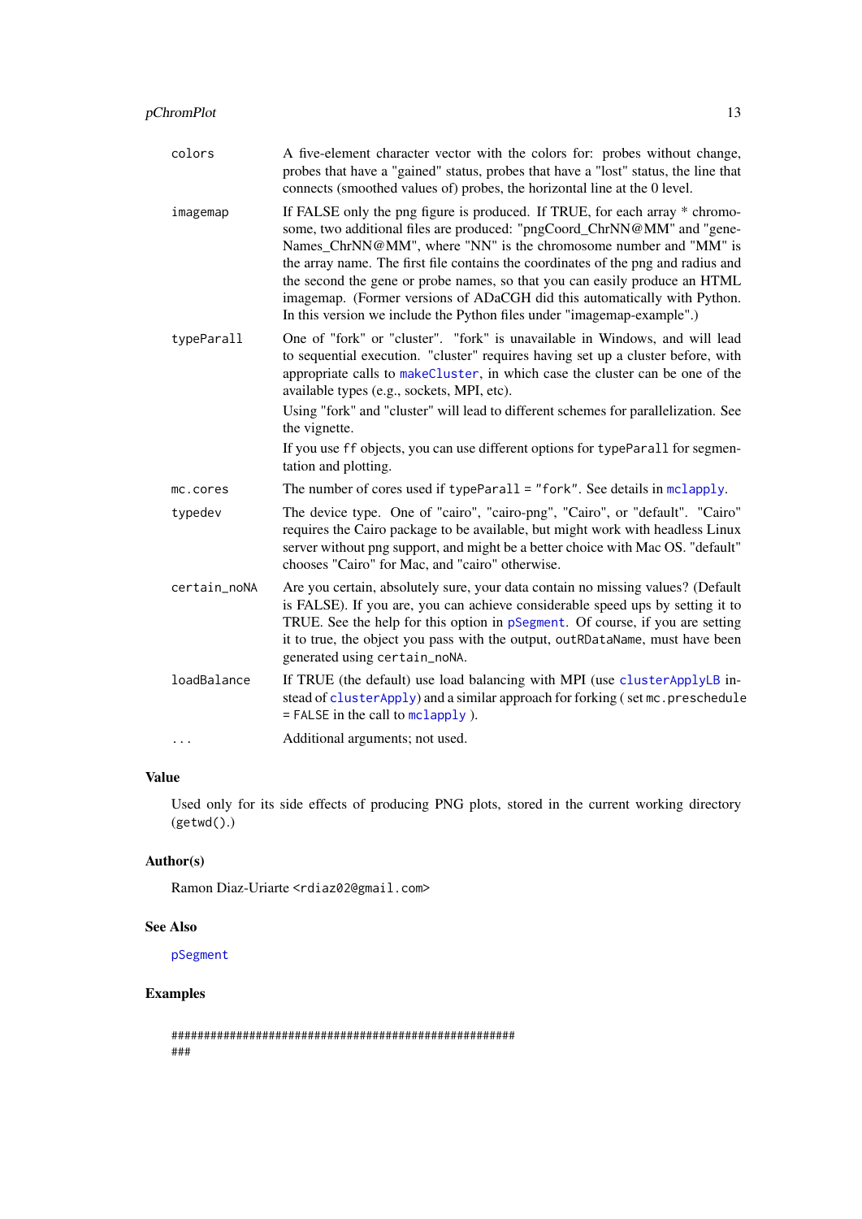| | |
|---|---|
| `colors` | A five-element character vector with the colors for: probes without change, probes that have a "gained" status, probes that have a "lost" status, the line that connects (smoothed values of) probes, the horizontal line at the 0 level. |
| `imagemap` | If FALSE only the png figure is produced. If TRUE, for each array * chromosome, two additional files are produced: "pngCoord_ChrNN@MM" and "geneNames_ChrNN@MM", where "NN" is the chromosome number and "MM" is the array name. The first file contains the coordinates of the png and radius and the second the gene or probe names, so that you can easily produce an HTML imagemap. (Former versions of ADaCGH did this automatically with Python. In this version we include the Python files under "imagemap-example".) |
| `typeParall` | One of "fork" or "cluster". "fork" is unavailable in Windows, and will lead to sequential execution. "cluster" requires having set up a cluster before, with appropriate calls to `makeCluster`, in which case the cluster can be one of the available types (e.g., sockets, MPI, etc). <br> Using "fork" and "cluster" will lead to different schemes for parallelization. See the vignette. <br> If you use `ff` objects, you can use different options for `typeParall` for segmentation and plotting. |
| `mc.cores` | The number of cores used if `typeParall = "fork"`. See details in `mclapply`. |
| `typedev` | The device type. One of "cairo", "cairo-png", "Cairo", or "default". "Cairo" requires the Cairo package to be available, but might work with headless Linux server without png support, and might be a better choice with Mac OS. "default" chooses "Cairo" for Mac, and "cairo" otherwise. |
| `certain_noNA` | Are you certain, absolutely sure, your data contain no missing values? (Default is FALSE). If you are, you can achieve considerable speed ups by setting it to TRUE. See the help for this option in `pSegment`. Of course, if you are setting it to true, the object you pass with the output, `outRDataName`, must have been generated using `certain_noNA`. |
| `loadBalance` | If TRUE (the default) use load balancing with MPI (use `clusterApplyLB` instead of `clusterApply`) and a similar approach for forking ( set `mc.preschedule = FALSE` in the call to `mclapply` ). |
| `...` | Additional arguments; not used. |

## Value

Used only for its side effects of producing PNG plots, stored in the current working directory (`getwd()`.)

## Author(s)

Ramon Diaz-Uriarte <rdiaz02@gmail.com>

## See Also

`pSegment`

## Examples

```
#####################################################
###
```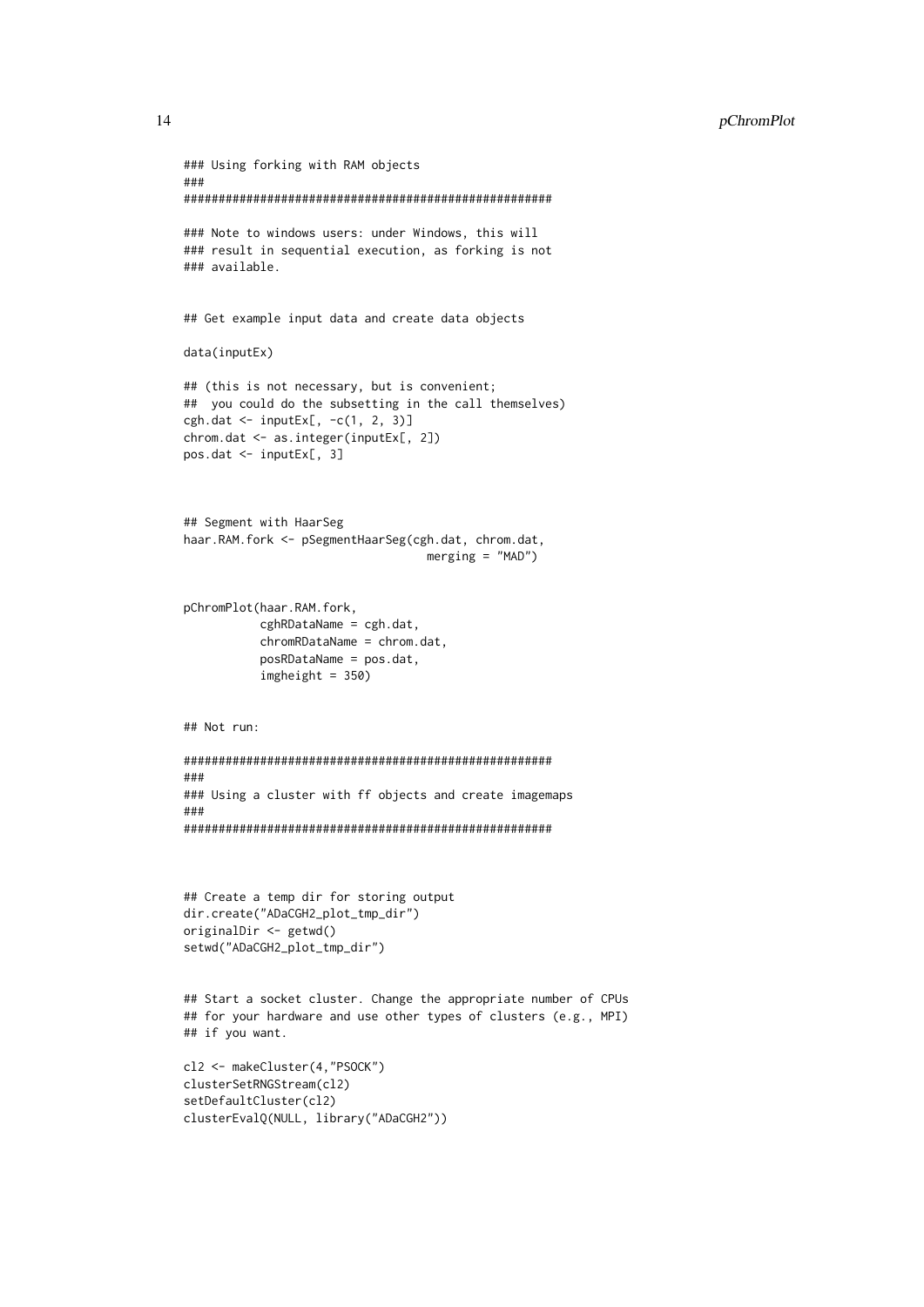```
### Using forking with RAM objects
###
#####################################################

### Note to windows users: under Windows, this will
### result in sequential execution, as forking is not
### available.


## Get example input data and create data objects

data(inputEx)

## (this is not necessary, but is convenient;
##  you could do the subsetting in the call themselves)
cgh.dat <- inputEx[, -c(1, 2, 3)]
chrom.dat <- as.integer(inputEx[, 2])
pos.dat <- inputEx[, 3]



## Segment with HaarSeg
haar.RAM.fork <- pSegmentHaarSeg(cgh.dat, chrom.dat,
                                   merging = "MAD")


pChromPlot(haar.RAM.fork,
           cghRDataName = cgh.dat,
           chromRDataName = chrom.dat,
           posRDataName = pos.dat,
           imgheight = 350)


## Not run:

#####################################################
###
### Using a cluster with ff objects and create imagemaps
###
#####################################################



## Create a temp dir for storing output
dir.create("ADaCGH2_plot_tmp_dir")
originalDir <- getwd()
setwd("ADaCGH2_plot_tmp_dir")


## Start a socket cluster. Change the appropriate number of CPUs
## for your hardware and use other types of clusters (e.g., MPI)
## if you want.

cl2 <- makeCluster(4,"PSOCK")
clusterSetRNGStream(cl2)
setDefaultCluster(cl2)
clusterEvalQ(NULL, library("ADaCGH2"))
```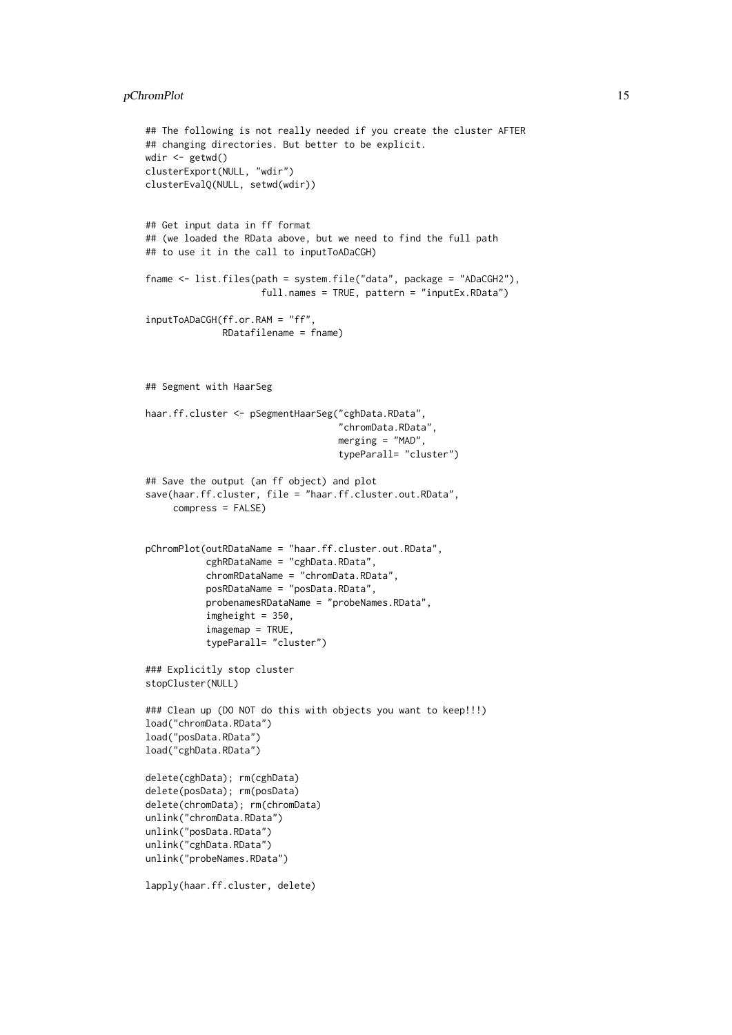```
## The following is not really needed if you create the cluster AFTER
## changing directories. But better to be explicit.
wdir <- getwd()
clusterExport(NULL, "wdir")
clusterEvalQ(NULL, setwd(wdir))


## Get input data in ff format
## (we loaded the RData above, but we need to find the full path
## to use it in the call to inputToADaCGH)

fname <- list.files(path = system.file("data", package = "ADaCGH2"),
                    full.names = TRUE, pattern = "inputEx.RData")

inputToADaCGH(ff.or.RAM = "ff",
              RDatafilename = fname)



## Segment with HaarSeg

haar.ff.cluster <- pSegmentHaarSeg("cghData.RData",
                                   "chromData.RData",
                                   merging = "MAD",
                                   typeParall= "cluster")

## Save the output (an ff object) and plot
save(haar.ff.cluster, file = "haar.ff.cluster.out.RData",
     compress = FALSE)


pChromPlot(outRDataName = "haar.ff.cluster.out.RData",
           cghRDataName = "cghData.RData",
           chromRDataName = "chromData.RData",
           posRDataName = "posData.RData",
           probenamesRDataName = "probeNames.RData",
           imgheight = 350,
           imagemap = TRUE,
           typeParall= "cluster")

### Explicitly stop cluster
stopCluster(NULL)

### Clean up (DO NOT do this with objects you want to keep!!!)
load("chromData.RData")
load("posData.RData")
load("cghData.RData")

delete(cghData); rm(cghData)
delete(posData); rm(posData)
delete(chromData); rm(chromData)
unlink("chromData.RData")
unlink("posData.RData")
unlink("cghData.RData")
unlink("probeNames.RData")

lapply(haar.ff.cluster, delete)
```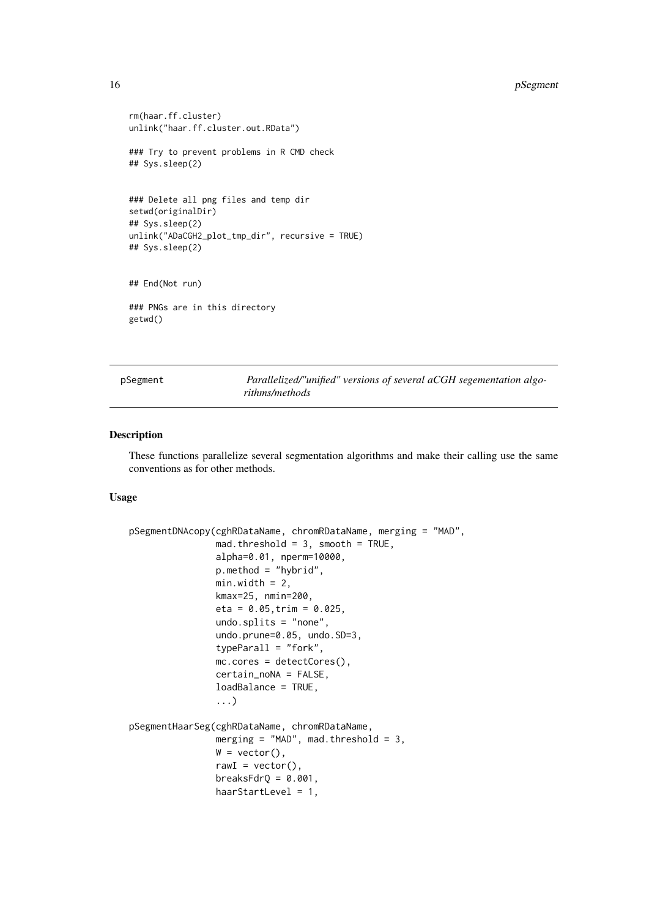```
rm(haar.ff.cluster)
unlink("haar.ff.cluster.out.RData")

### Try to prevent problems in R CMD check
## Sys.sleep(2)


### Delete all png files and temp dir
setwd(originalDir)
## Sys.sleep(2)
unlink("ADaCGH2_plot_tmp_dir", recursive = TRUE)
## Sys.sleep(2)


## End(Not run)

### PNGs are in this directory
getwd()
```

## pSegment — *Parallelized/"unified" versions of several aCGH segementation algorithms/methods*

### Description

These functions parallelize several segmentation algorithms and make their calling use the same conventions as for other methods.

### Usage

```
pSegmentDNAcopy(cghRDataName, chromRDataName, merging = "MAD",
                mad.threshold = 3, smooth = TRUE,
                alpha=0.01, nperm=10000,
                p.method = "hybrid",
                min.width = 2,
                kmax=25, nmin=200,
                eta = 0.05,trim = 0.025,
                undo.splits = "none",
                undo.prune=0.05, undo.SD=3,
                typeParall = "fork",
                mc.cores = detectCores(),
                certain_noNA = FALSE,
                loadBalance = TRUE,
                ...)

pSegmentHaarSeg(cghRDataName, chromRDataName,
                merging = "MAD", mad.threshold = 3,
                W = vector(),
                rawI = vector(),
                breaksFdrQ = 0.001,
                haarStartLevel = 1,
```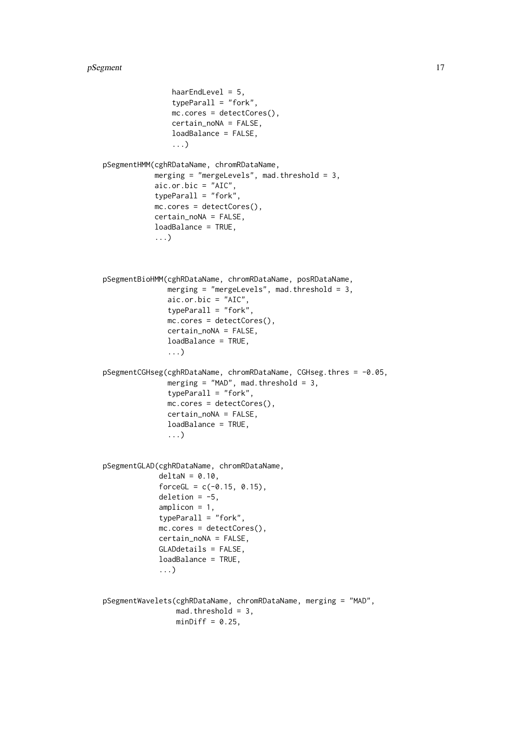```
                haarEndLevel = 5,
                typeParall = "fork",
                mc.cores = detectCores(),
                certain_noNA = FALSE,
                loadBalance = FALSE,
                ...)

pSegmentHMM(cghRDataName, chromRDataName,
            merging = "mergeLevels", mad.threshold = 3,
            aic.or.bic = "AIC",
            typeParall = "fork",
            mc.cores = detectCores(),
            certain_noNA = FALSE,
            loadBalance = TRUE,
            ...)



pSegmentBioHMM(cghRDataName, chromRDataName, posRDataName,
               merging = "mergeLevels", mad.threshold = 3,
               aic.or.bic = "AIC",
               typeParall = "fork",
               mc.cores = detectCores(),
               certain_noNA = FALSE,
               loadBalance = TRUE,
               ...)

pSegmentCGHseg(cghRDataName, chromRDataName, CGHseg.thres = -0.05,
               merging = "MAD", mad.threshold = 3,
               typeParall = "fork",
               mc.cores = detectCores(),
               certain_noNA = FALSE,
               loadBalance = TRUE,
               ...)


pSegmentGLAD(cghRDataName, chromRDataName,
             deltaN = 0.10,
             forceGL = c(-0.15, 0.15),
             deletion = -5,
             amplicon = 1,
             typeParall = "fork",
             mc.cores = detectCores(),
             certain_noNA = FALSE,
             GLADdetails = FALSE,
             loadBalance = TRUE,
             ...)


pSegmentWavelets(cghRDataName, chromRDataName, merging = "MAD",
                 mad.threshold = 3,
                 minDiff = 0.25,
```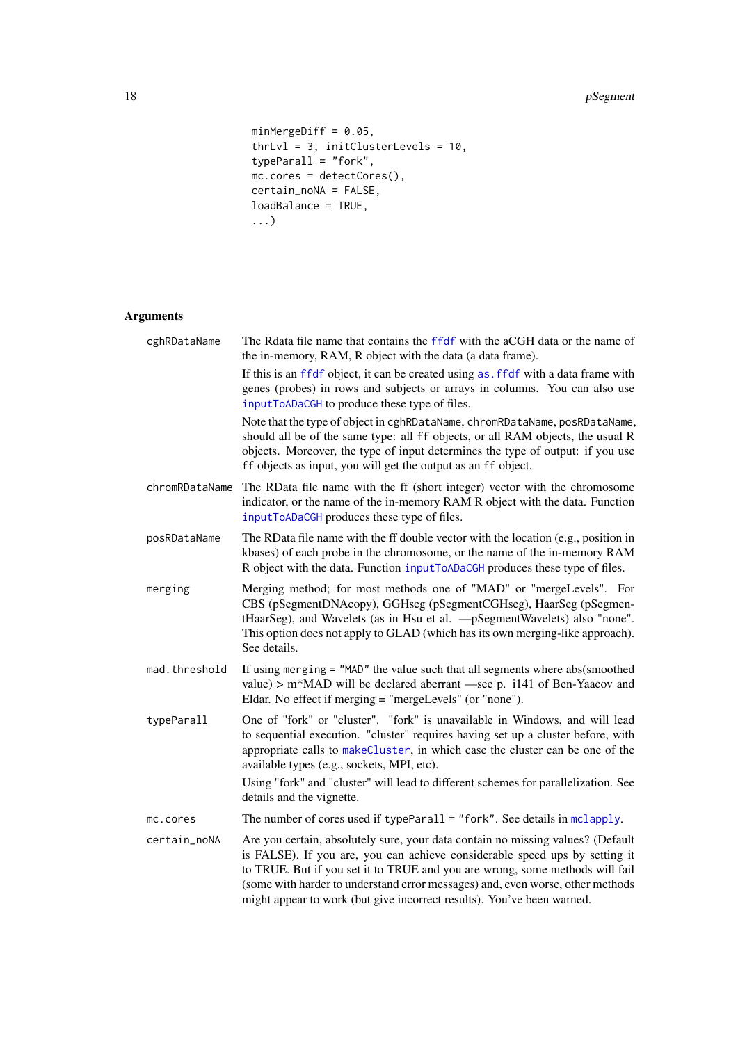```
        minMergeDiff = 0.05,
        thrLvl = 3, initClusterLevels = 10,
        typeParall = "fork",
        mc.cores = detectCores(),
        certain_noNA = FALSE,
        loadBalance = TRUE,
        ...)
```

### Arguments

**cghRDataName** The Rdata file name that contains the ffdf with the aCGH data or the name of the in-memory, RAM, R object with the data (a data frame).

If this is an ffdf object, it can be created using as.ffdf with a data frame with genes (probes) in rows and subjects or arrays in columns. You can also use inputToADaCGH to produce these type of files.

Note that the type of object in cghRDataName, chromRDataName, posRDataName, should all be of the same type: all ff objects, or all RAM objects, the usual R objects. Moreover, the type of input determines the type of output: if you use ff objects as input, you will get the output as an ff object.

**chromRDataName** The RData file name with the ff (short integer) vector with the chromosome indicator, or the name of the in-memory RAM R object with the data. Function inputToADaCGH produces these type of files.

**posRDataName** The RData file name with the ff double vector with the location (e.g., position in kbases) of each probe in the chromosome, or the name of the in-memory RAM R object with the data. Function inputToADaCGH produces these type of files.

**merging** Merging method; for most methods one of "MAD" or "mergeLevels". For CBS (pSegmentDNAcopy), GGHseg (pSegmentCGHseg), HaarSeg (pSegmentHaarSeg), and Wavelets (as in Hsu et al. —pSegmentWavelets) also "none". This option does not apply to GLAD (which has its own merging-like approach). See details.

**mad.threshold** If using merging = "MAD" the value such that all segments where abs(smoothed value) > m*MAD will be declared aberrant —see p. i141 of Ben-Yaacov and Eldar. No effect if merging = "mergeLevels" (or "none").

**typeParall** One of "fork" or "cluster". "fork" is unavailable in Windows, and will lead to sequential execution. "cluster" requires having set up a cluster before, with appropriate calls to makeCluster, in which case the cluster can be one of the available types (e.g., sockets, MPI, etc).

Using "fork" and "cluster" will lead to different schemes for parallelization. See details and the vignette.

**mc.cores** The number of cores used if typeParall = "fork". See details in mclapply.

**certain_noNA** Are you certain, absolutely sure, your data contain no missing values? (Default is FALSE). If you are, you can achieve considerable speed ups by setting it to TRUE. But if you set it to TRUE and you are wrong, some methods will fail (some with harder to understand error messages) and, even worse, other methods might appear to work (but give incorrect results). You've been warned.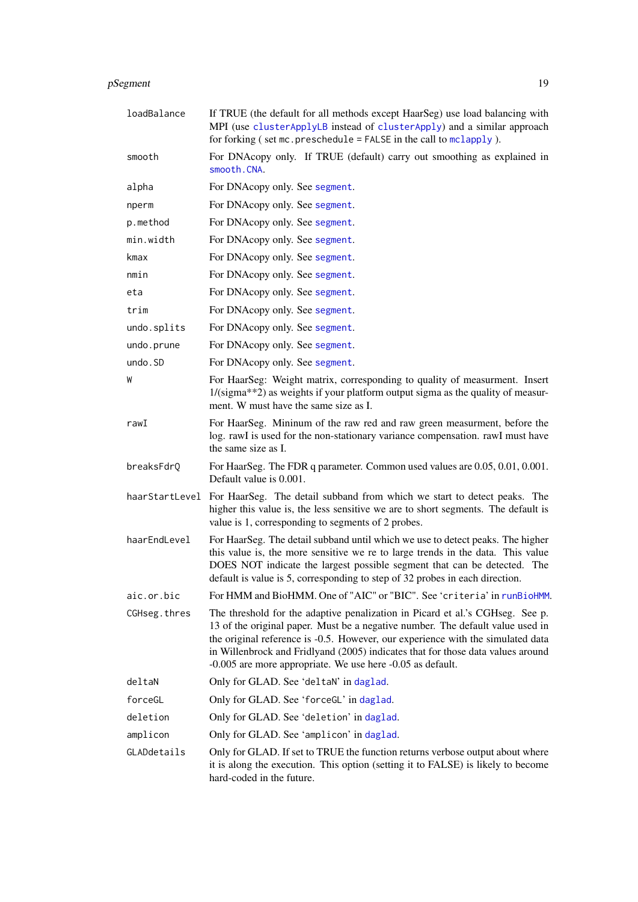| | |
|---|---|
| `loadBalance` | If TRUE (the default for all methods except HaarSeg) use load balancing with MPI (use `clusterApplyLB` instead of `clusterApply`) and a similar approach for forking ( set `mc.preschedule = FALSE` in the call to `mclapply` ). |
| `smooth` | For DNAcopy only. If TRUE (default) carry out smoothing as explained in `smooth.CNA`. |
| `alpha` | For DNAcopy only. See `segment`. |
| `nperm` | For DNAcopy only. See `segment`. |
| `p.method` | For DNAcopy only. See `segment`. |
| `min.width` | For DNAcopy only. See `segment`. |
| `kmax` | For DNAcopy only. See `segment`. |
| `nmin` | For DNAcopy only. See `segment`. |
| `eta` | For DNAcopy only. See `segment`. |
| `trim` | For DNAcopy only. See `segment`. |
| `undo.splits` | For DNAcopy only. See `segment`. |
| `undo.prune` | For DNAcopy only. See `segment`. |
| `undo.SD` | For DNAcopy only. See `segment`. |
| `W` | For HaarSeg: Weight matrix, corresponding to quality of measurment. Insert 1/(sigma**2) as weights if your platform output sigma as the quality of measurment. W must have the same size as I. |
| `rawI` | For HaarSeg. Mininum of the raw red and raw green measurment, before the log. rawI is used for the non-stationary variance compensation. rawI must have the same size as I. |
| `breaksFdrQ` | For HaarSeg. The FDR q parameter. Common used values are 0.05, 0.01, 0.001. Default value is 0.001. |
| `haarStartLevel` | For HaarSeg. The detail subband from which we start to detect peaks. The higher this value is, the less sensitive we are to short segments. The default is value is 1, corresponding to segments of 2 probes. |
| `haarEndLevel` | For HaarSeg. The detail subband until which we use to detect peaks. The higher this value is, the more sensitive we re to large trends in the data. This value DOES NOT indicate the largest possible segment that can be detected. The default is value is 5, corresponding to step of 32 probes in each direction. |
| `aic.or.bic` | For HMM and BioHMM. One of "AIC" or "BIC". See '`criteria`' in `runBioHMM`. |
| `CGHseg.thres` | The threshold for the adaptive penalization in Picard et al.'s CGHseg. See p. 13 of the original paper. Must be a negative number. The default value used in the original reference is -0.5. However, our experience with the simulated data in Willenbrock and Fridlyand (2005) indicates that for those data values around -0.005 are more appropriate. We use here -0.05 as default. |
| `deltaN` | Only for GLAD. See '`deltaN`' in `daglad`. |
| `forceGL` | Only for GLAD. See '`forceGL`' in `daglad`. |
| `deletion` | Only for GLAD. See '`deletion`' in `daglad`. |
| `amplicon` | Only for GLAD. See '`amplicon`' in `daglad`. |
| `GLADdetails` | Only for GLAD. If set to TRUE the function returns verbose output about where it is along the execution. This option (setting it to FALSE) is likely to become hard-coded in the future. |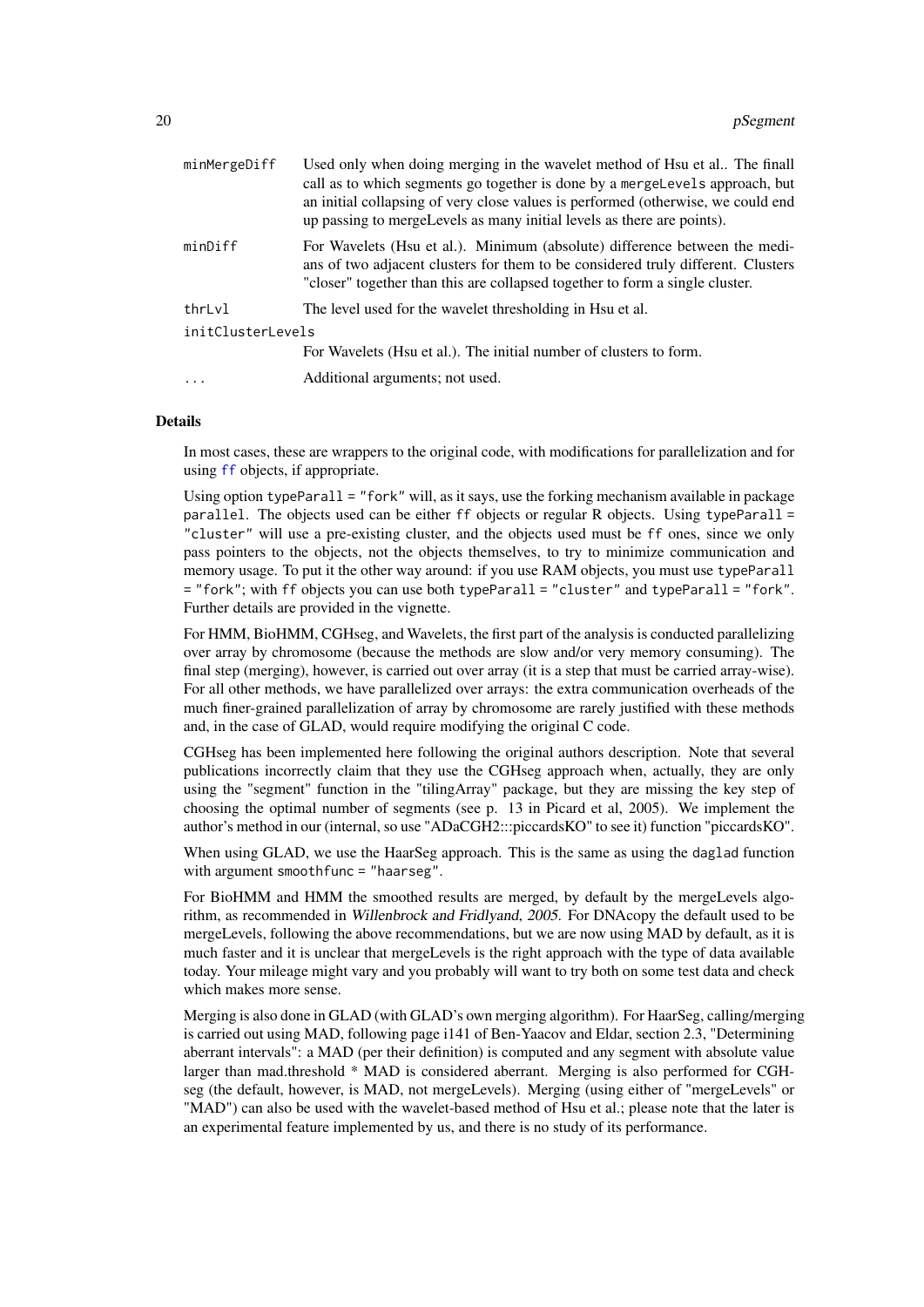| | |
|---|---|
| `minMergeDiff` | Used only when doing merging in the wavelet method of Hsu et al.. The finall call as to which segments go together is done by a `mergeLevels` approach, but an initial collapsing of very close values is performed (otherwise, we could end up passing to mergeLevels as many initial levels as there are points). |
| `minDiff` | For Wavelets (Hsu et al.). Minimum (absolute) difference between the medians of two adjacent clusters for them to be considered truly different. Clusters "closer" together than this are collapsed together to form a single cluster. |
| `thrLvl` | The level used for the wavelet thresholding in Hsu et al. |
| `initClusterLevels` | For Wavelets (Hsu et al.). The initial number of clusters to form. |
| `...` | Additional arguments; not used. |

### Details

In most cases, these are wrappers to the original code, with modifications for parallelization and for using `ff` objects, if appropriate.

Using option `typeParall = "fork"` will, as it says, use the forking mechanism available in package `parallel`. The objects used can be either `ff` objects or regular R objects. Using `typeParall = "cluster"` will use a pre-existing cluster, and the objects used must be `ff` ones, since we only pass pointers to the objects, not the objects themselves, to try to minimize communication and memory usage. To put it the other way around: if you use RAM objects, you must use `typeParall = "fork"`; with `ff` objects you can use both `typeParall = "cluster"` and `typeParall = "fork"`. Further details are provided in the vignette.

For HMM, BioHMM, CGHseg, and Wavelets, the first part of the analysis is conducted parallelizing over array by chromosome (because the methods are slow and/or very memory consuming). The final step (merging), however, is carried out over array (it is a step that must be carried array-wise). For all other methods, we have parallelized over arrays: the extra communication overheads of the much finer-grained parallelization of array by chromosome are rarely justified with these methods and, in the case of GLAD, would require modifying the original C code.

CGHseg has been implemented here following the original authors description. Note that several publications incorrectly claim that they use the CGHseg approach when, actually, they are only using the "segment" function in the "tilingArray" package, but they are missing the key step of choosing the optimal number of segments (see p. 13 in Picard et al, 2005). We implement the author's method in our (internal, so use "ADaCGH2:::piccardsKO" to see it) function "piccardsKO".

When using GLAD, we use the HaarSeg approach. This is the same as using the `daglad` function with argument `smoothfunc = "haarseg"`.

For BioHMM and HMM the smoothed results are merged, by default by the mergeLevels algorithm, as recommended in *Willenbrock and Fridlyand, 2005*. For DNAcopy the default used to be mergeLevels, following the above recommendations, but we are now using MAD by default, as it is much faster and it is unclear that mergeLevels is the right approach with the type of data available today. Your mileage might vary and you probably will want to try both on some test data and check which makes more sense.

Merging is also done in GLAD (with GLAD's own merging algorithm). For HaarSeg, calling/merging is carried out using MAD, following page i141 of Ben-Yaacov and Eldar, section 2.3, "Determining aberrant intervals": a MAD (per their definition) is computed and any segment with absolute value larger than mad.threshold * MAD is considered aberrant. Merging is also performed for CGHseg (the default, however, is MAD, not mergeLevels). Merging (using either of "mergeLevels" or "MAD") can also be used with the wavelet-based method of Hsu et al.; please note that the later is an experimental feature implemented by us, and there is no study of its performance.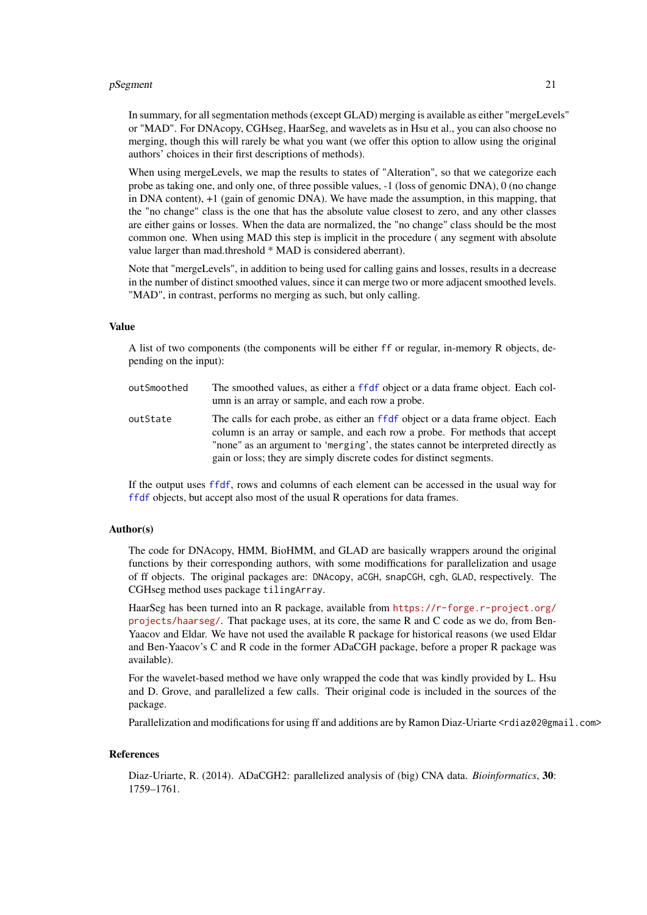In summary, for all segmentation methods (except GLAD) merging is available as either "mergeLevels" or "MAD". For DNAcopy, CGHseg, HaarSeg, and wavelets as in Hsu et al., you can also choose no merging, though this will rarely be what you want (we offer this option to allow using the original authors' choices in their first descriptions of methods).

When using mergeLevels, we map the results to states of "Alteration", so that we categorize each probe as taking one, and only one, of three possible values, -1 (loss of genomic DNA), 0 (no change in DNA content), +1 (gain of genomic DNA). We have made the assumption, in this mapping, that the "no change" class is the one that has the absolute value closest to zero, and any other classes are either gains or losses. When the data are normalized, the "no change" class should be the most common one. When using MAD this step is implicit in the procedure ( any segment with absolute value larger than mad.threshold * MAD is considered aberrant).

Note that "mergeLevels", in addition to being used for calling gains and losses, results in a decrease in the number of distinct smoothed values, since it can merge two or more adjacent smoothed levels. "MAD", in contrast, performs no merging as such, but only calling.

## Value

A list of two components (the components will be either `ff` or regular, in-memory R objects, depending on the input):

- `outSmoothed` The smoothed values, as either a `ffdf` object or a data frame object. Each column is an array or sample, and each row a probe.
- `outState` The calls for each probe, as either an `ffdf` object or a data frame object. Each column is an array or sample, and each row a probe. For methods that accept "none" as an argument to '`merging`', the states cannot be interpreted directly as gain or loss; they are simply discrete codes for distinct segments.

If the output uses `ffdf`, rows and columns of each element can be accessed in the usual way for `ffdf` objects, but accept also most of the usual R operations for data frames.

## Author(s)

The code for DNAcopy, HMM, BioHMM, and GLAD are basically wrappers around the original functions by their corresponding authors, with some modiffications for parallelization and usage of ff objects. The original packages are: `DNAcopy`, `aCGH`, `snapCGH`, `cgh`, `GLAD`, respectively. The CGHseg method uses package `tilingArray`.

HaarSeg has been turned into an R package, available from https://r-forge.r-project.org/projects/haarseg/. That package uses, at its core, the same R and C code as we do, from Ben-Yaacov and Eldar. We have not used the available R package for historical reasons (we used Eldar and Ben-Yaacov's C and R code in the former ADaCGH package, before a proper R package was available).

For the wavelet-based method we have only wrapped the code that was kindly provided by L. Hsu and D. Grove, and parallelized a few calls. Their original code is included in the sources of the package.

Parallelization and modifications for using ff and additions are by Ramon Diaz-Uriarte <rdiaz02@gmail.com>

## References

Diaz-Uriarte, R. (2014). ADaCGH2: parallelized analysis of (big) CNA data. *Bioinformatics*, **30**: 1759–1761.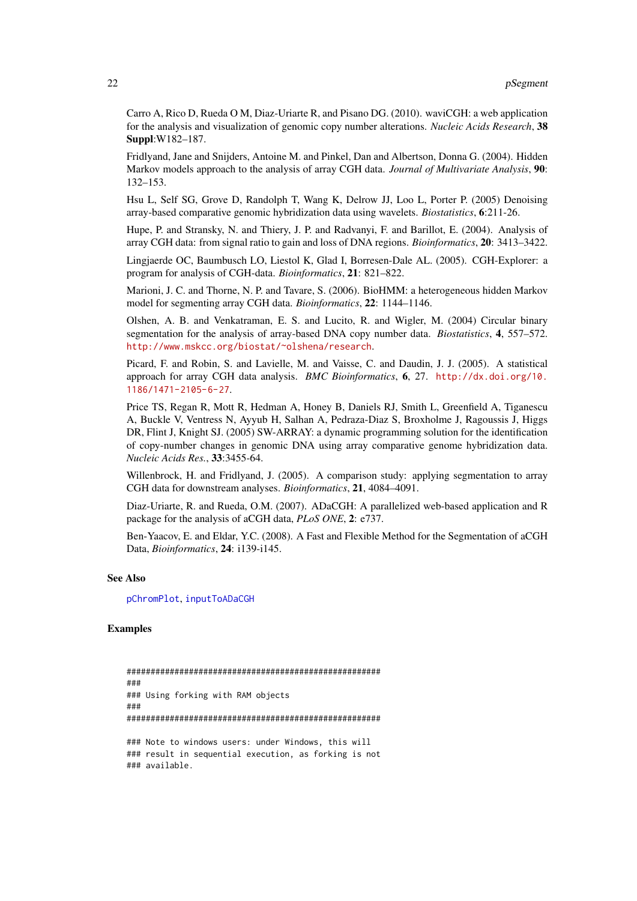Carro A, Rico D, Rueda O M, Diaz-Uriarte R, and Pisano DG. (2010). waviCGH: a web application for the analysis and visualization of genomic copy number alterations. *Nucleic Acids Research*, **38 Suppl**:W182–187.

Fridlyand, Jane and Snijders, Antoine M. and Pinkel, Dan and Albertson, Donna G. (2004). Hidden Markov models approach to the analysis of array CGH data. *Journal of Multivariate Analysis*, **90**: 132–153.

Hsu L, Self SG, Grove D, Randolph T, Wang K, Delrow JJ, Loo L, Porter P. (2005) Denoising array-based comparative genomic hybridization data using wavelets. *Biostatistics*, **6**:211-26.

Hupe, P. and Stransky, N. and Thiery, J. P. and Radvanyi, F. and Barillot, E. (2004). Analysis of array CGH data: from signal ratio to gain and loss of DNA regions. *Bioinformatics*, **20**: 3413–3422.

Lingjaerde OC, Baumbusch LO, Liestol K, Glad I, Borresen-Dale AL. (2005). CGH-Explorer: a program for analysis of CGH-data. *Bioinformatics*, **21**: 821–822.

Marioni, J. C. and Thorne, N. P. and Tavare, S. (2006). BioHMM: a heterogeneous hidden Markov model for segmenting array CGH data. *Bioinformatics*, **22**: 1144–1146.

Olshen, A. B. and Venkatraman, E. S. and Lucito, R. and Wigler, M. (2004) Circular binary segmentation for the analysis of array-based DNA copy number data. *Biostatistics*, **4**, 557–572. http://www.mskcc.org/biostat/~olshena/research.

Picard, F. and Robin, S. and Lavielle, M. and Vaisse, C. and Daudin, J. J. (2005). A statistical approach for array CGH data analysis. *BMC Bioinformatics*, **6**, 27. http://dx.doi.org/10.1186/1471-2105-6-27.

Price TS, Regan R, Mott R, Hedman A, Honey B, Daniels RJ, Smith L, Greenfield A, Tiganescu A, Buckle V, Ventress N, Ayyub H, Salhan A, Pedraza-Diaz S, Broxholme J, Ragoussis J, Higgs DR, Flint J, Knight SJ. (2005) SW-ARRAY: a dynamic programming solution for the identification of copy-number changes in genomic DNA using array comparative genome hybridization data. *Nucleic Acids Res.*, **33**:3455-64.

Willenbrock, H. and Fridlyand, J. (2005). A comparison study: applying segmentation to array CGH data for downstream analyses. *Bioinformatics*, **21**, 4084–4091.

Diaz-Uriarte, R. and Rueda, O.M. (2007). ADaCGH: A parallelized web-based application and R package for the analysis of aCGH data, *PLoS ONE*, **2**: e737.

Ben-Yaacov, E. and Eldar, Y.C. (2008). A Fast and Flexible Method for the Segmentation of aCGH Data, *Bioinformatics*, **24**: i139-i145.

### See Also

pChromPlot, inputToADaCGH

### Examples

```
#####################################################
###
### Using forking with RAM objects
###
#####################################################

### Note to windows users: under Windows, this will
### result in sequential execution, as forking is not
### available.
```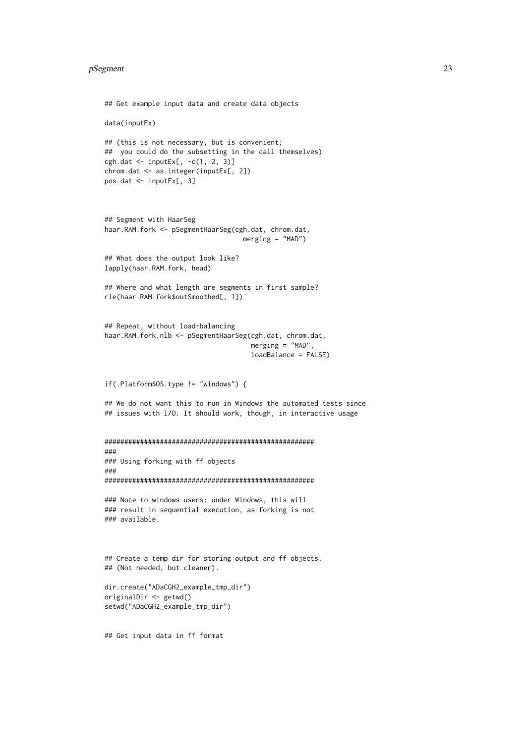```
## Get example input data and create data objects

data(inputEx)

## (this is not necessary, but is convenient;
##  you could do the subsetting in the call themselves)
cgh.dat <- inputEx[, -c(1, 2, 3)]
chrom.dat <- as.integer(inputEx[, 2])
pos.dat <- inputEx[, 3]



## Segment with HaarSeg
haar.RAM.fork <- pSegmentHaarSeg(cgh.dat, chrom.dat,
                                 merging = "MAD")

## What does the output look like?
lapply(haar.RAM.fork, head)

## Where and what length are segments in first sample?
rle(haar.RAM.fork$outSmoothed[, 1])


## Repeat, without load-balancing
haar.RAM.fork.nlb <- pSegmentHaarSeg(cgh.dat, chrom.dat,
                                     merging = "MAD",
                                     loadBalance = FALSE)


if(.Platform$OS.type != "windows") {

## We do not want this to run in Windows the automated tests since
## issues with I/O. It should work, though, in interactive usage


#####################################################
###
### Using forking with ff objects
###
#####################################################

### Note to windows users: under Windows, this will
### result in sequential execution, as forking is not
### available.



## Create a temp dir for storing output and ff objects.
## (Not needed, but cleaner).

dir.create("ADaCGH2_example_tmp_dir")
originalDir <- getwd()
setwd("ADaCGH2_example_tmp_dir")


## Get input data in ff format
```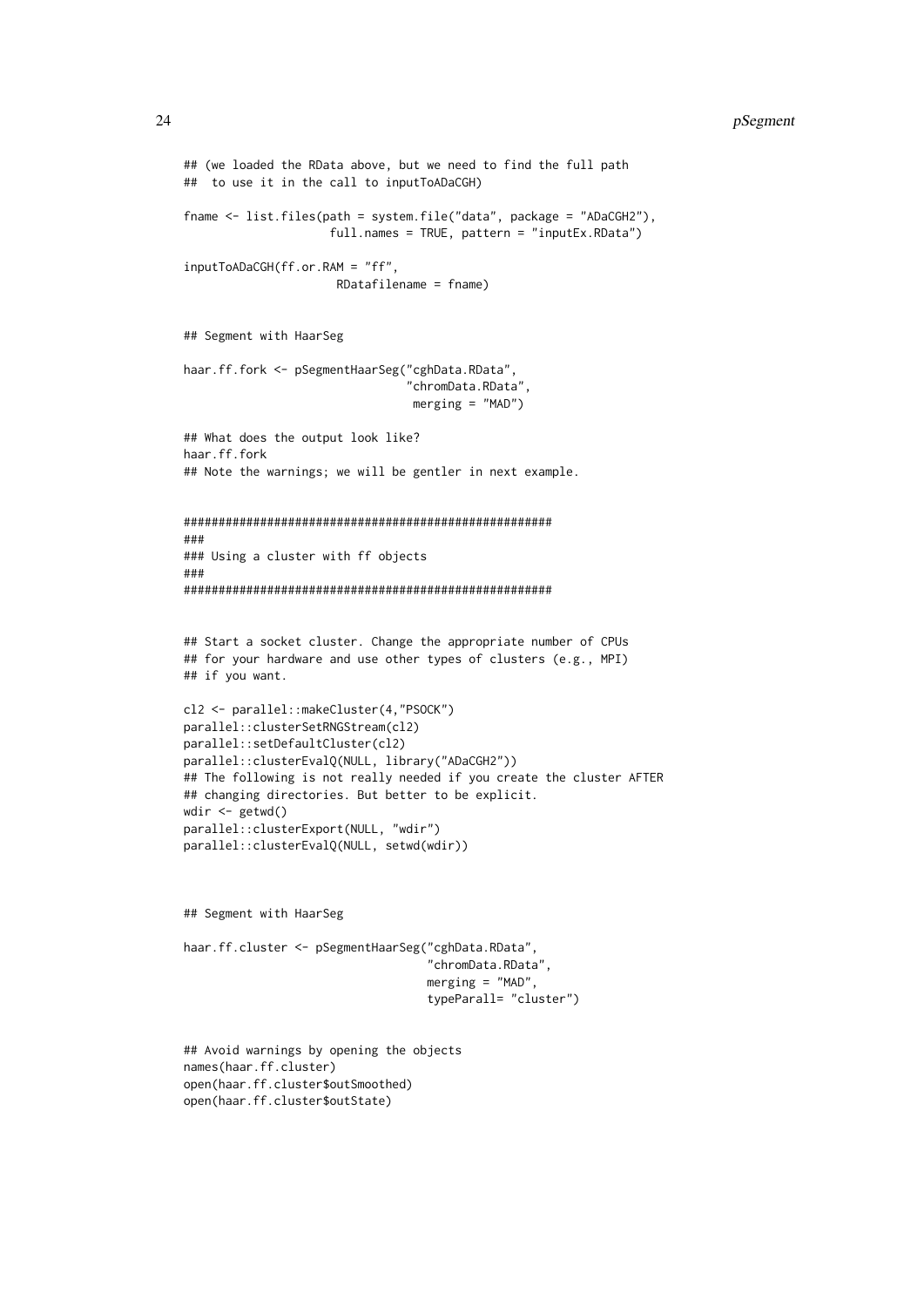```
## (we loaded the RData above, but we need to find the full path
##  to use it in the call to inputToADaCGH)

fname <- list.files(path = system.file("data", package = "ADaCGH2"),
                    full.names = TRUE, pattern = "inputEx.RData")

inputToADaCGH(ff.or.RAM = "ff",
                     RDatafilename = fname)


## Segment with HaarSeg

haar.ff.fork <- pSegmentHaarSeg("cghData.RData",
                               "chromData.RData",
                                merging = "MAD")

## What does the output look like?
haar.ff.fork
## Note the warnings; we will be gentler in next example.


#####################################################
###
### Using a cluster with ff objects
###
#####################################################


## Start a socket cluster. Change the appropriate number of CPUs
## for your hardware and use other types of clusters (e.g., MPI)
## if you want.

cl2 <- parallel::makeCluster(4,"PSOCK")
parallel::clusterSetRNGStream(cl2)
parallel::setDefaultCluster(cl2)
parallel::clusterEvalQ(NULL, library("ADaCGH2"))
## The following is not really needed if you create the cluster AFTER
## changing directories. But better to be explicit.
wdir <- getwd()
parallel::clusterExport(NULL, "wdir")
parallel::clusterEvalQ(NULL, setwd(wdir))



## Segment with HaarSeg

haar.ff.cluster <- pSegmentHaarSeg("cghData.RData",
                                   "chromData.RData",
                                   merging = "MAD",
                                   typeParall= "cluster")


## Avoid warnings by opening the objects
names(haar.ff.cluster)
open(haar.ff.cluster$outSmoothed)
open(haar.ff.cluster$outState)
```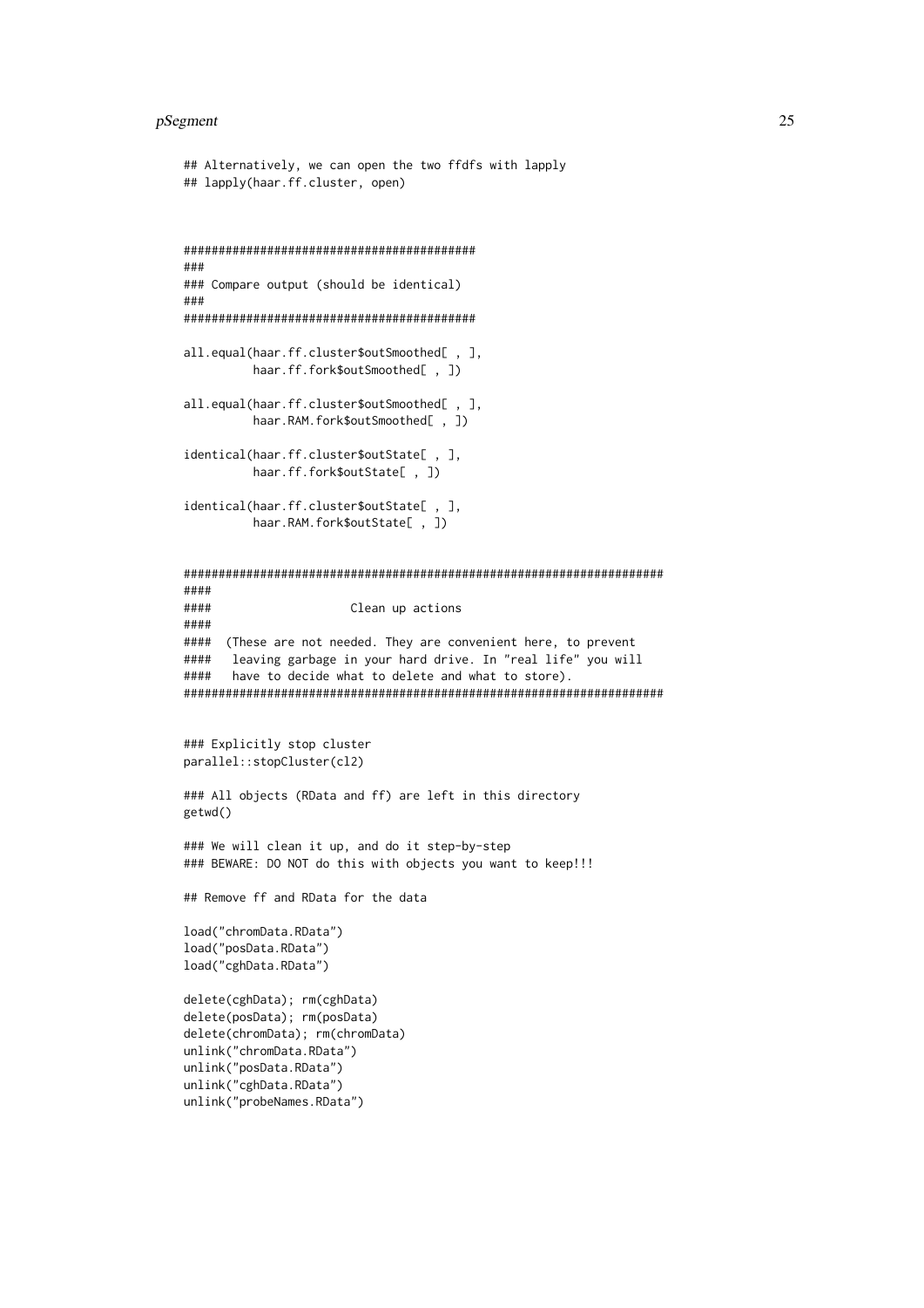```
## Alternatively, we can open the two ffdfs with lapply
## lapply(haar.ff.cluster, open)



##########################################
###
### Compare output (should be identical)
###
##########################################

all.equal(haar.ff.cluster$outSmoothed[ , ],
          haar.ff.fork$outSmoothed[ , ])

all.equal(haar.ff.cluster$outSmoothed[ , ],
          haar.RAM.fork$outSmoothed[ , ])

identical(haar.ff.cluster$outState[ , ],
          haar.ff.fork$outState[ , ])

identical(haar.ff.cluster$outState[ , ],
          haar.RAM.fork$outState[ , ])


####################################################################
####
####                    Clean up actions
####
####  (These are not needed. They are convenient here, to prevent
####   leaving garbage in your hard drive. In "real life" you will
####   have to decide what to delete and what to store).
####################################################################


### Explicitly stop cluster
parallel::stopCluster(cl2)

### All objects (RData and ff) are left in this directory
getwd()

### We will clean it up, and do it step-by-step
### BEWARE: DO NOT do this with objects you want to keep!!!

## Remove ff and RData for the data

load("chromData.RData")
load("posData.RData")
load("cghData.RData")

delete(cghData); rm(cghData)
delete(posData); rm(posData)
delete(chromData); rm(chromData)
unlink("chromData.RData")
unlink("posData.RData")
unlink("cghData.RData")
unlink("probeNames.RData")
```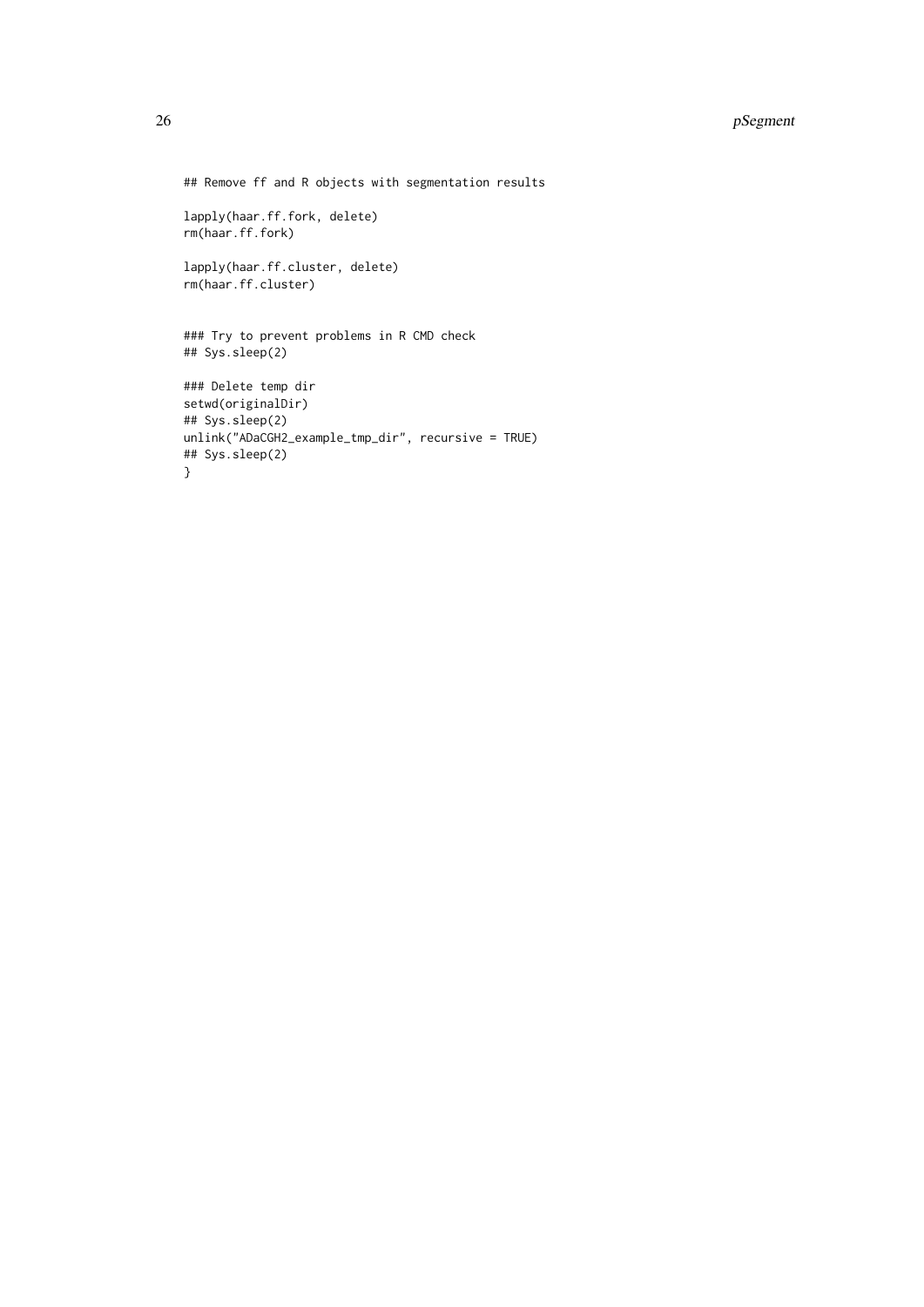```
## Remove ff and R objects with segmentation results

lapply(haar.ff.fork, delete)
rm(haar.ff.fork)

lapply(haar.ff.cluster, delete)
rm(haar.ff.cluster)


### Try to prevent problems in R CMD check
## Sys.sleep(2)

### Delete temp dir
setwd(originalDir)
## Sys.sleep(2)
unlink("ADaCGH2_example_tmp_dir", recursive = TRUE)
## Sys.sleep(2)
}
```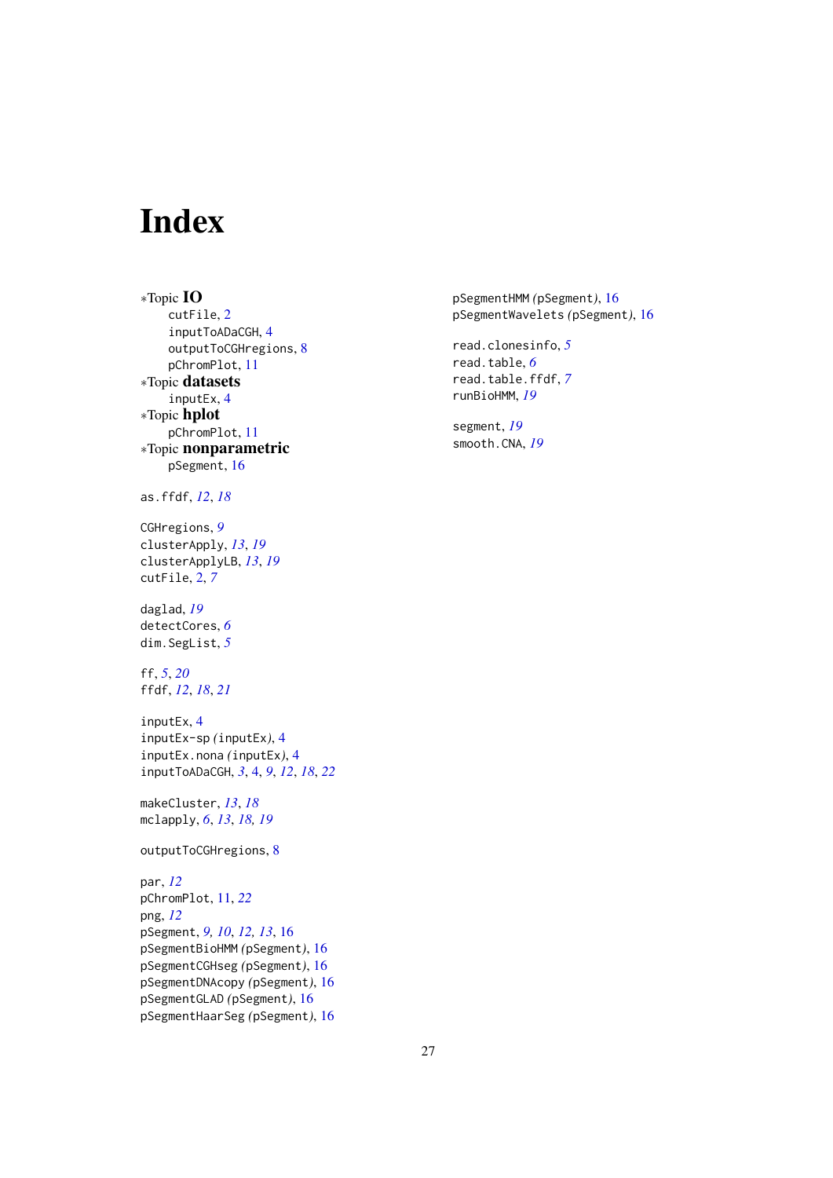# Index

*Topic **IO**
- cutFile, 2
- inputToADaCGH, 4
- outputToCGHregions, 8
- pChromPlot, 11

*Topic **datasets**
- inputEx, 4

*Topic **hplot**
- pChromPlot, 11

*Topic **nonparametric**
- pSegment, 16

as.ffdf, *12*, *18*

CGHregions, *9*
clusterApply, *13*, *19*
clusterApplyLB, *13*, *19*
cutFile, 2, *7*

daglad, *19*
detectCores, *6*
dim.SegList, *5*

ff, *5*, *20*
ffdf, *12*, *18*, *21*

inputEx, 4
inputEx-sp *(inputEx)*, 4
inputEx.nona *(inputEx)*, 4
inputToADaCGH, *3*, 4, *9*, *12*, *18*, *22*

makeCluster, *13*, *18*
mclapply, *6*, *13*, *18*, *19*

outputToCGHregions, 8

par, *12*
pChromPlot, 11, *22*
png, *12*
pSegment, *9*, *10*, *12*, *13*, 16
pSegmentBioHMM *(pSegment)*, 16
pSegmentCGHseg *(pSegment)*, 16
pSegmentDNAcopy *(pSegment)*, 16
pSegmentGLAD *(pSegment)*, 16
pSegmentHaarSeg *(pSegment)*, 16
pSegmentHMM *(pSegment)*, 16
pSegmentWavelets *(pSegment)*, 16

read.clonesinfo, *5*
read.table, *6*
read.table.ffdf, *7*
runBioHMM, *19*

segment, *19*
smooth.CNA, *19*